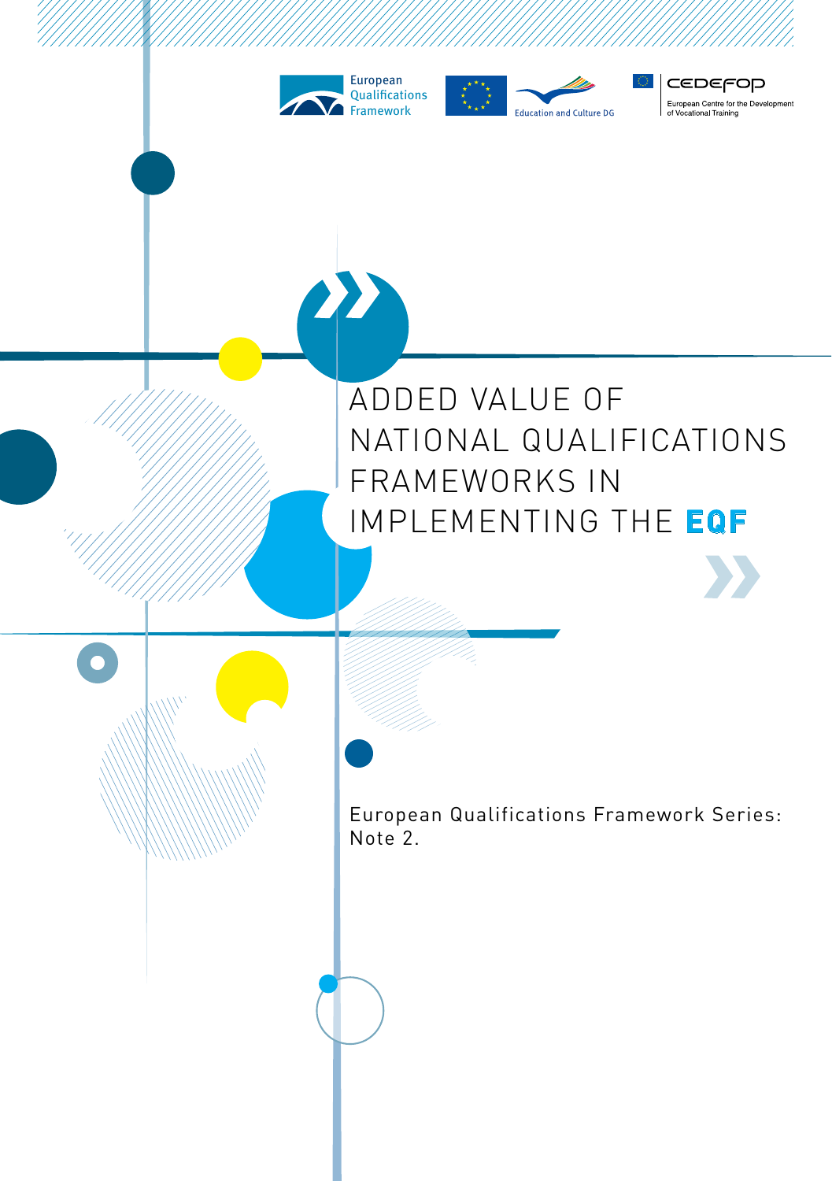European Qualifications Framework

Education and Culture DG

CEDEFOP European Centre for the Development of Vocational Training

# ADDED VALUE OF NATIONAL QUALIFICATIONS FRAMEWORKS IN IMPLEMENTING THE EQF

European Qualifications Framework Series: Note 2.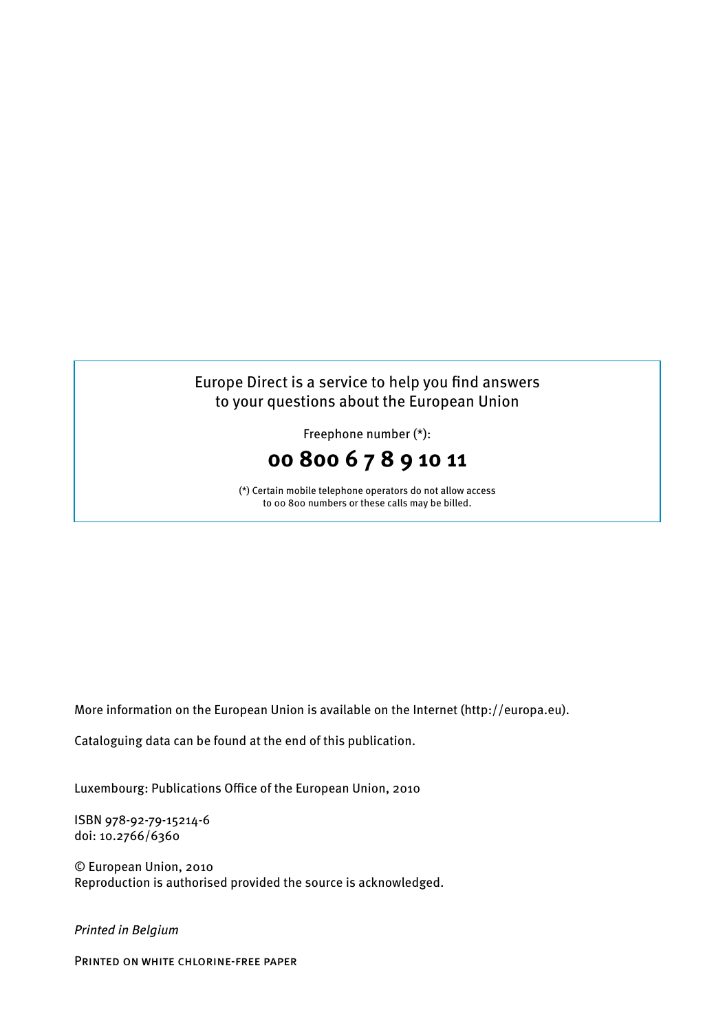Europe Direct is a service to help you find answers to your questions about the European Union

Freephone number (*):

**00 800 6 7 8 9 10 11**

(*) Certain mobile telephone operators do not allow access to 00 800 numbers or these calls may be billed.

More information on the European Union is available on the Internet (http://europa.eu).

Cataloguing data can be found at the end of this publication.

Luxembourg: Publications Office of the European Union, 2010

ISBN 978-92-79-15214-6
doi: 10.2766/6360

© European Union, 2010
Reproduction is authorised provided the source is acknowledged.

*Printed in Belgium*

PRINTED ON WHITE CHLORINE-FREE PAPER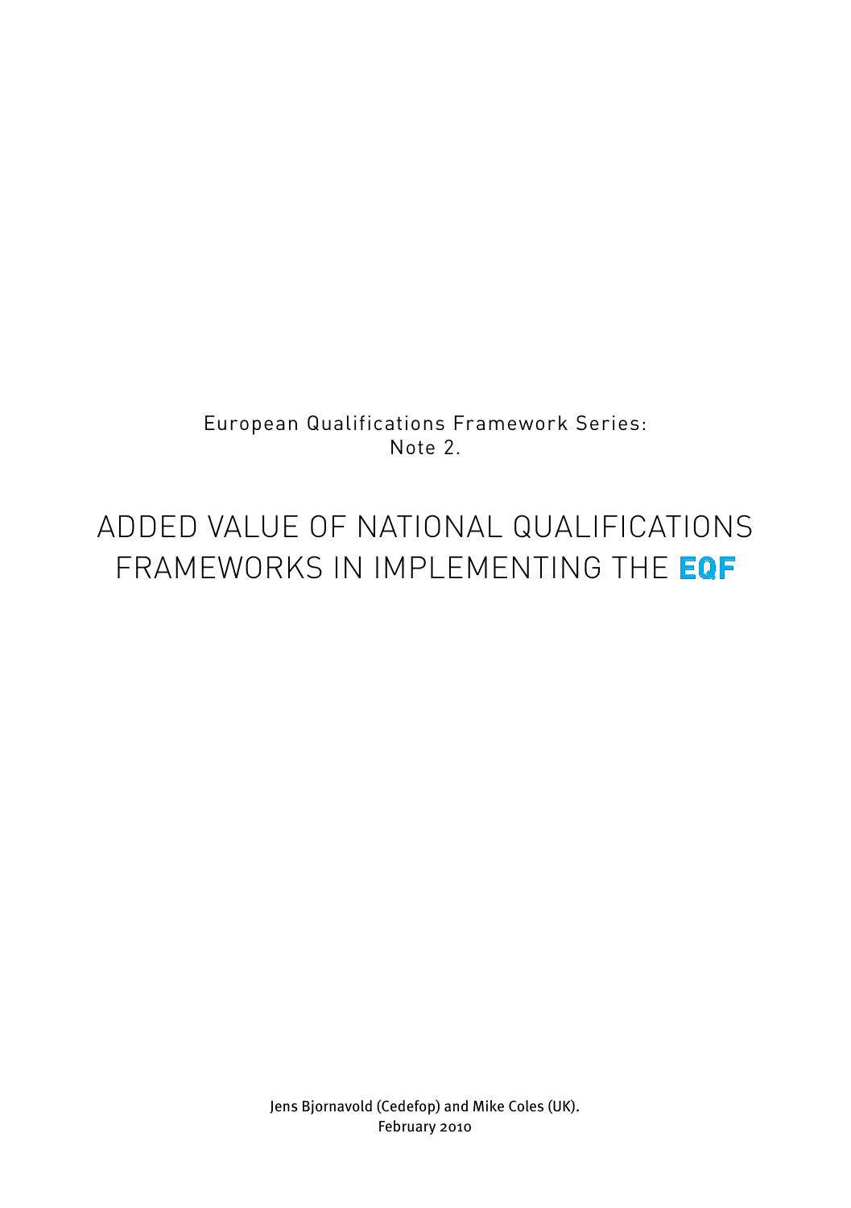European Qualifications Framework Series:
Note 2.

# ADDED VALUE OF NATIONAL QUALIFICATIONS FRAMEWORKS IN IMPLEMENTING THE EQF

Jens Bjornavold (Cedefop) and Mike Coles (UK).
February 2010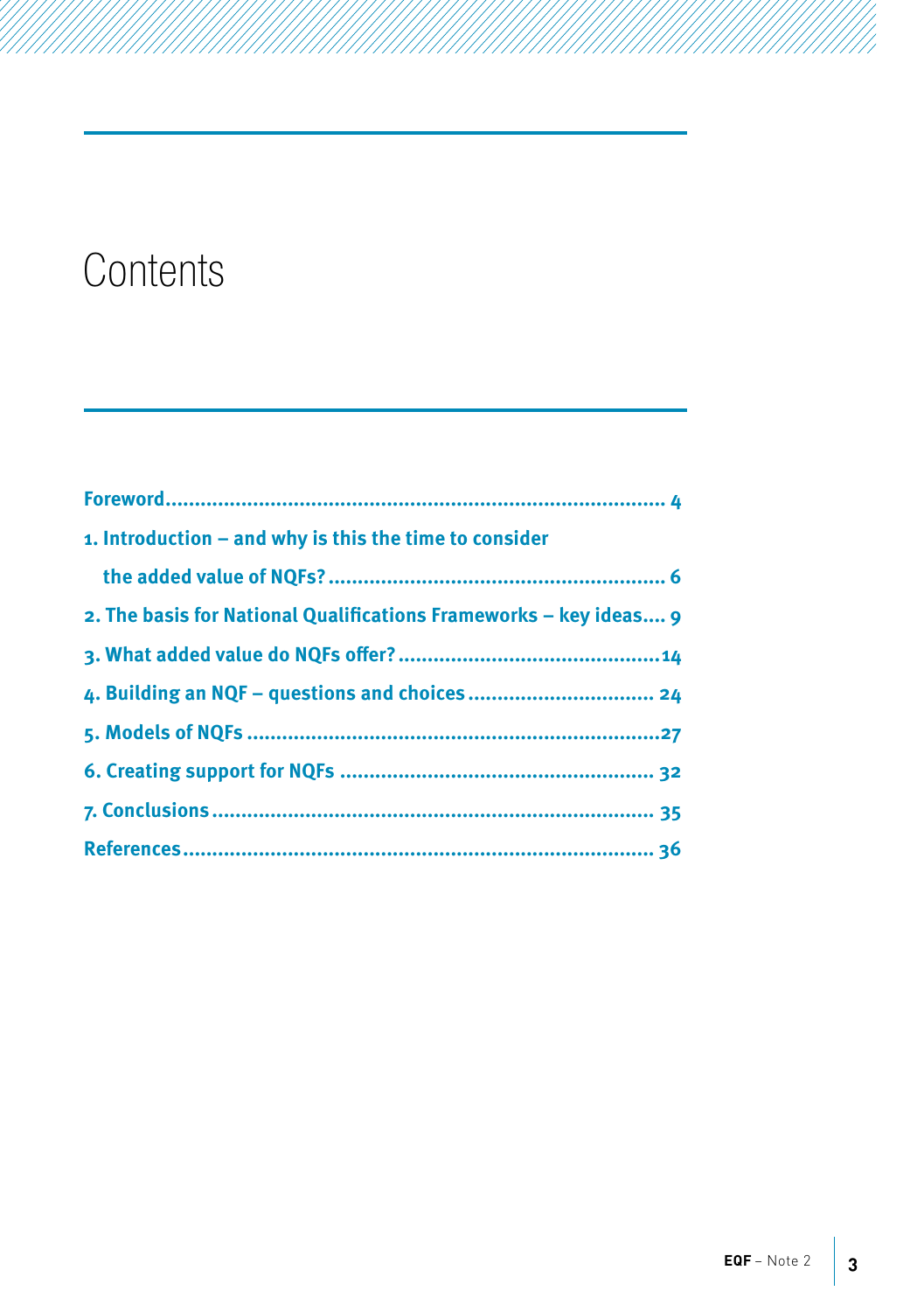# Contents

Foreword.................................................................................... 4

1. Introduction – and why is this the time to consider the added value of NQFs?......................................................... 6

2. The basis for National Qualifications Frameworks – key ideas.... 9

3. What added value do NQFs offer?............................................14

4. Building an NQF – questions and choices................................ 24

5. Models of NQFs.......................................................................27

6. Creating support for NQFs ..................................................... 32

7. Conclusions........................................................................... 35

References................................................................................. 36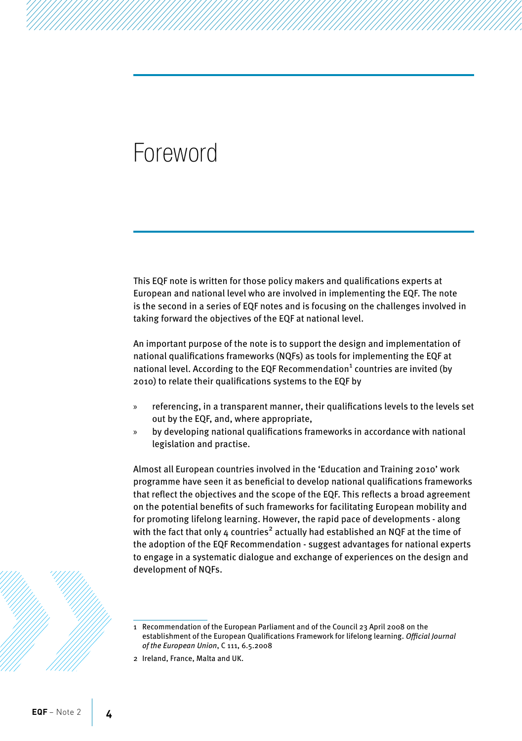# Foreword

This EQF note is written for those policy makers and qualifications experts at European and national level who are involved in implementing the EQF. The note is the second in a series of EQF notes and is focusing on the challenges involved in taking forward the objectives of the EQF at national level.

An important purpose of the note is to support the design and implementation of national qualifications frameworks (NQFs) as tools for implementing the EQF at national level. According to the EQF Recommendation[1] countries are invited (by 2010) to relate their qualifications systems to the EQF by

- referencing, in a transparent manner, their qualifications levels to the levels set out by the EQF, and, where appropriate,
- by developing national qualifications frameworks in accordance with national legislation and practise.

Almost all European countries involved in the 'Education and Training 2010' work programme have seen it as beneficial to develop national qualifications frameworks that reflect the objectives and the scope of the EQF. This reflects a broad agreement on the potential benefits of such frameworks for facilitating European mobility and for promoting lifelong learning. However, the rapid pace of developments - along with the fact that only 4 countries[2] actually had established an NQF at the time of the adoption of the EQF Recommendation - suggest advantages for national experts to engage in a systematic dialogue and exchange of experiences on the design and development of NQFs.

---

1 Recommendation of the European Parliament and of the Council 23 April 2008 on the establishment of the European Qualifications Framework for lifelong learning. *Official Journal of the European Union*, C 111, 6.5.2008

2 Ireland, France, Malta and UK.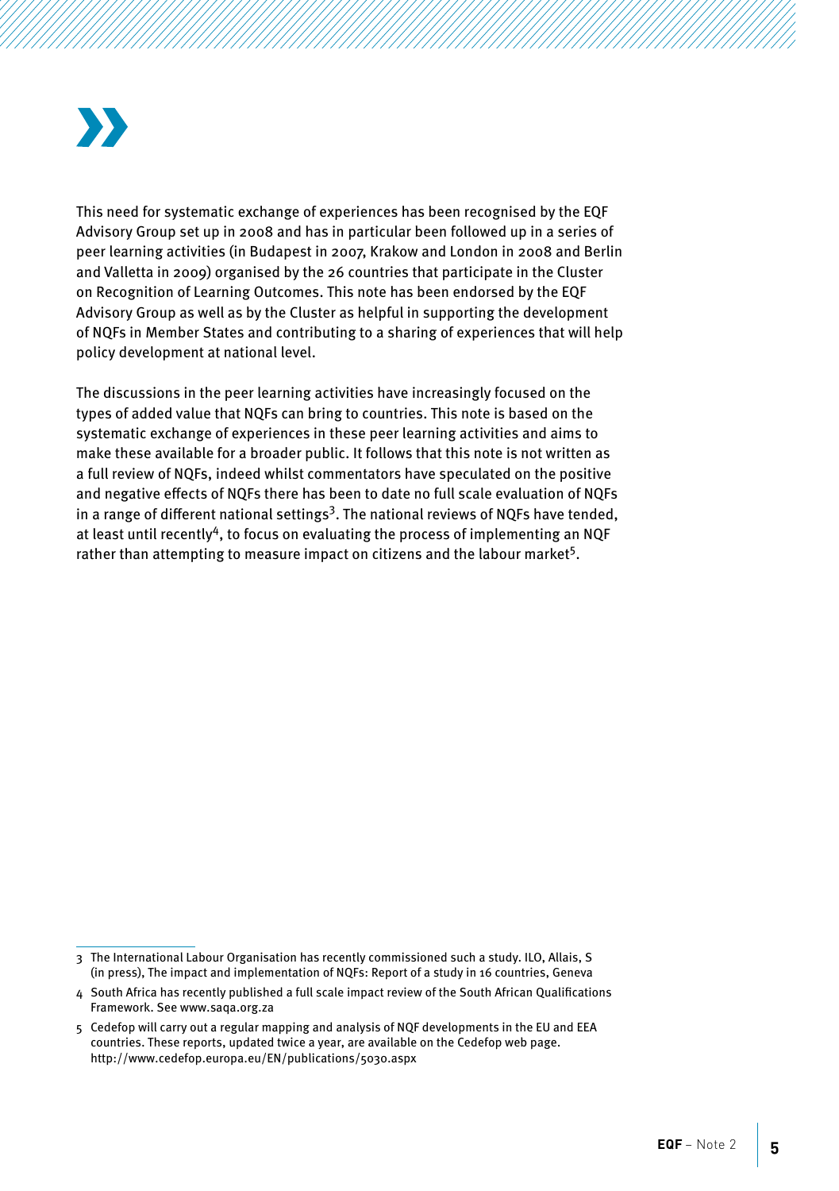This need for systematic exchange of experiences has been recognised by the EQF Advisory Group set up in 2008 and has in particular been followed up in a series of peer learning activities (in Budapest in 2007, Krakow and London in 2008 and Berlin and Valletta in 2009) organised by the 26 countries that participate in the Cluster on Recognition of Learning Outcomes. This note has been endorsed by the EQF Advisory Group as well as by the Cluster as helpful in supporting the development of NQFs in Member States and contributing to a sharing of experiences that will help policy development at national level.

The discussions in the peer learning activities have increasingly focused on the types of added value that NQFs can bring to countries. This note is based on the systematic exchange of experiences in these peer learning activities and aims to make these available for a broader public. It follows that this note is not written as a full review of NQFs, indeed whilst commentators have speculated on the positive and negative effects of NQFs there has been to date no full scale evaluation of NQFs in a range of different national settings[3]. The national reviews of NQFs have tended, at least until recently[4], to focus on evaluating the process of implementing an NQF rather than attempting to measure impact on citizens and the labour market[5].

---

3 The International Labour Organisation has recently commissioned such a study. ILO, Allais, S (in press), The impact and implementation of NQFs: Report of a study in 16 countries, Geneva

4 South Africa has recently published a full scale impact review of the South African Qualifications Framework. See www.saqa.org.za

5 Cedefop will carry out a regular mapping and analysis of NQF developments in the EU and EEA countries. These reports, updated twice a year, are available on the Cedefop web page. http://www.cedefop.europa.eu/EN/publications/5030.aspx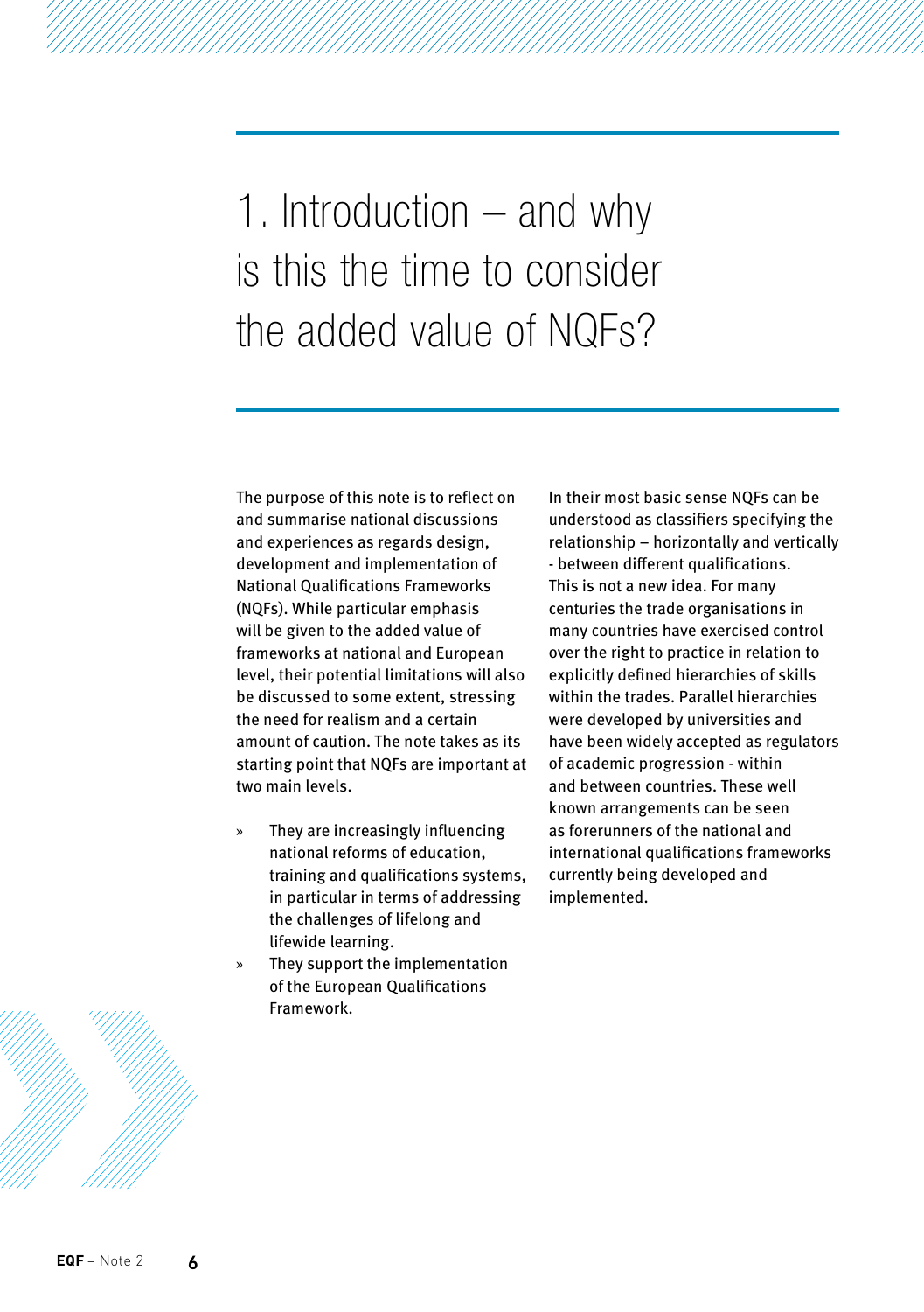# 1. Introduction – and why is this the time to consider the added value of NQFs?

The purpose of this note is to reflect on and summarise national discussions and experiences as regards design, development and implementation of National Qualifications Frameworks (NQFs). While particular emphasis will be given to the added value of frameworks at national and European level, their potential limitations will also be discussed to some extent, stressing the need for realism and a certain amount of caution. The note takes as its starting point that NQFs are important at two main levels.

- They are increasingly influencing national reforms of education, training and qualifications systems, in particular in terms of addressing the challenges of lifelong and lifewide learning.
- They support the implementation of the European Qualifications Framework.

In their most basic sense NQFs can be understood as classifiers specifying the relationship – horizontally and vertically - between different qualifications. This is not a new idea. For many centuries the trade organisations in many countries have exercised control over the right to practice in relation to explicitly defined hierarchies of skills within the trades. Parallel hierarchies were developed by universities and have been widely accepted as regulators of academic progression - within and between countries. These well known arrangements can be seen as forerunners of the national and international qualifications frameworks currently being developed and implemented.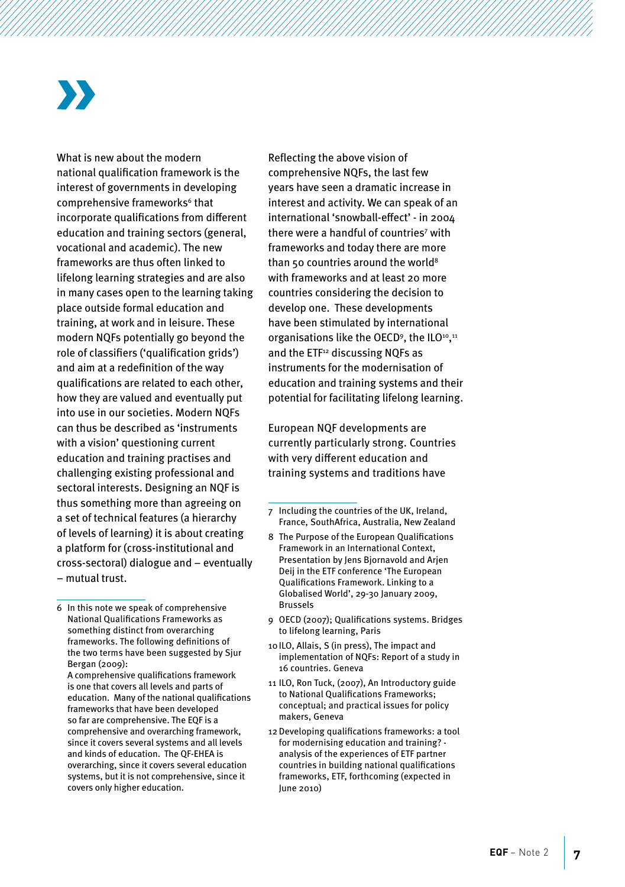What is new about the modern national qualification framework is the interest of governments in developing comprehensive frameworks[6] that incorporate qualifications from different education and training sectors (general, vocational and academic). The new frameworks are thus often linked to lifelong learning strategies and are also in many cases open to the learning taking place outside formal education and training, at work and in leisure. These modern NQFs potentially go beyond the role of classifiers ('qualification grids') and aim at a redefinition of the way qualifications are related to each other, how they are valued and eventually put into use in our societies. Modern NQFs can thus be described as 'instruments with a vision' questioning current education and training practises and challenging existing professional and sectoral interests. Designing an NQF is thus something more than agreeing on a set of technical features (a hierarchy of levels of learning) it is about creating a platform for (cross-institutional and cross-sectoral) dialogue and – eventually – mutual trust.

Reflecting the above vision of comprehensive NQFs, the last few years have seen a dramatic increase in interest and activity. We can speak of an international 'snowball-effect' - in 2004 there were a handful of countries[7] with frameworks and today there are more than 50 countries around the world[8] with frameworks and at least 20 more countries considering the decision to develop one. These developments have been stimulated by international organisations like the OECD[9], the ILO[10],[11] and the ETF[12] discussing NQFs as instruments for the modernisation of education and training systems and their potential for facilitating lifelong learning.

European NQF developments are currently particularly strong. Countries with very different education and training systems and traditions have

---

6 In this note we speak of comprehensive National Qualifications Frameworks as something distinct from overarching frameworks. The following definitions of the two terms have been suggested by Sjur Bergan (2009):
A comprehensive qualifications framework is one that covers all levels and parts of education. Many of the national qualifications frameworks that have been developed so far are comprehensive. The EQF is a comprehensive and overarching framework, since it covers several systems and all levels and kinds of education. The QF-EHEA is overarching, since it covers several education systems, but it is not comprehensive, since it covers only higher education.

7 Including the countries of the UK, Ireland, France, SouthAfrica, Australia, New Zealand

8 The Purpose of the European Qualifications Framework in an International Context, Presentation by Jens Bjornavold and Arjen Deij in the ETF conference 'The European Qualifications Framework. Linking to a Globalised World', 29-30 January 2009, Brussels

9 OECD (2007); Qualifications systems. Bridges to lifelong learning, Paris

10 ILO, Allais, S (in press), The impact and implementation of NQFs: Report of a study in 16 countries. Geneva

11 ILO, Ron Tuck, (2007), An Introductory guide to National Qualifications Frameworks; conceptual; and practical issues for policy makers, Geneva

12 Developing qualifications frameworks: a tool for modernising education and training? - analysis of the experiences of ETF partner countries in building national qualifications frameworks, ETF, forthcoming (expected in June 2010)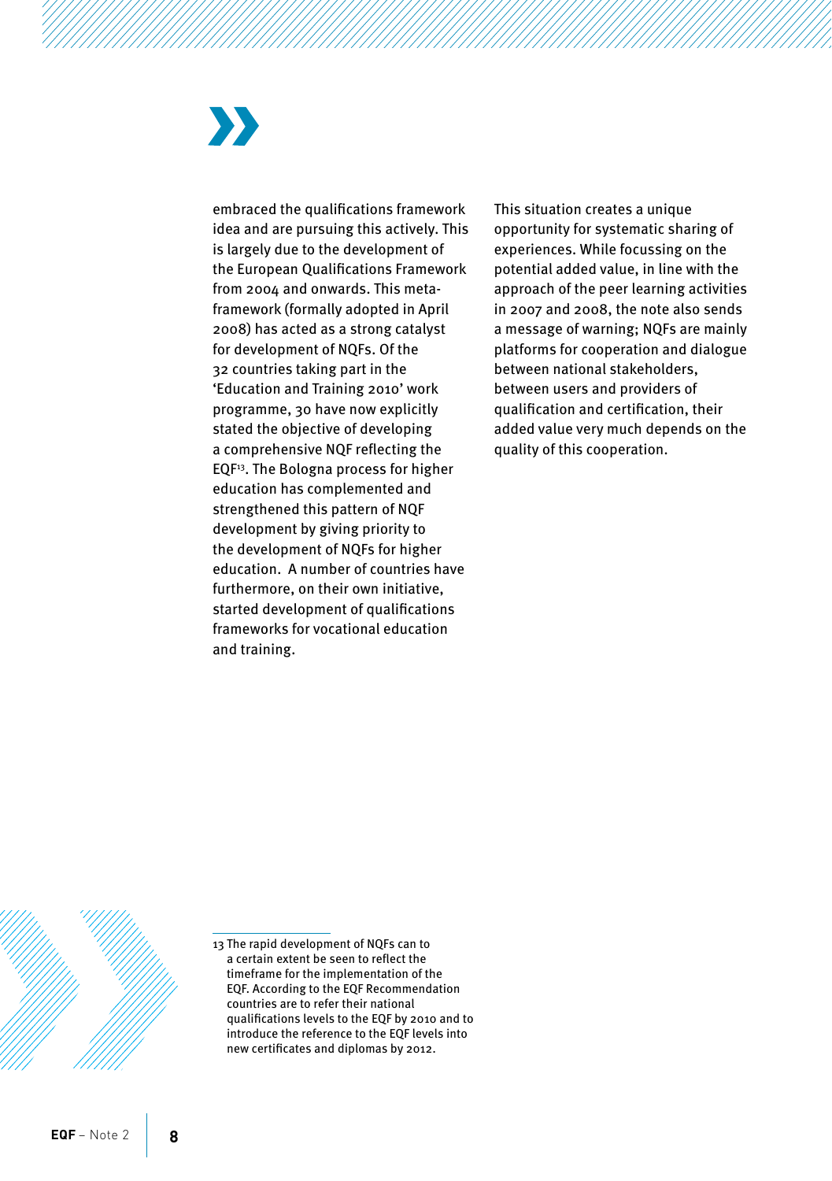embraced the qualifications framework idea and are pursuing this actively. This is largely due to the development of the European Qualifications Framework from 2004 and onwards. This meta-framework (formally adopted in April 2008) has acted as a strong catalyst for development of NQFs. Of the 32 countries taking part in the 'Education and Training 2010' work programme, 30 have now explicitly stated the objective of developing a comprehensive NQF reflecting the EQF[13]. The Bologna process for higher education has complemented and strengthened this pattern of NQF development by giving priority to the development of NQFs for higher education. A number of countries have furthermore, on their own initiative, started development of qualifications frameworks for vocational education and training.

This situation creates a unique opportunity for systematic sharing of experiences. While focussing on the potential added value, in line with the approach of the peer learning activities in 2007 and 2008, the note also sends a message of warning; NQFs are mainly platforms for cooperation and dialogue between national stakeholders, between users and providers of qualification and certification, their added value very much depends on the quality of this cooperation.

---

13 The rapid development of NQFs can to a certain extent be seen to reflect the timeframe for the implementation of the EQF. According to the EQF Recommendation countries are to refer their national qualifications levels to the EQF by 2010 and to introduce the reference to the EQF levels into new certificates and diplomas by 2012.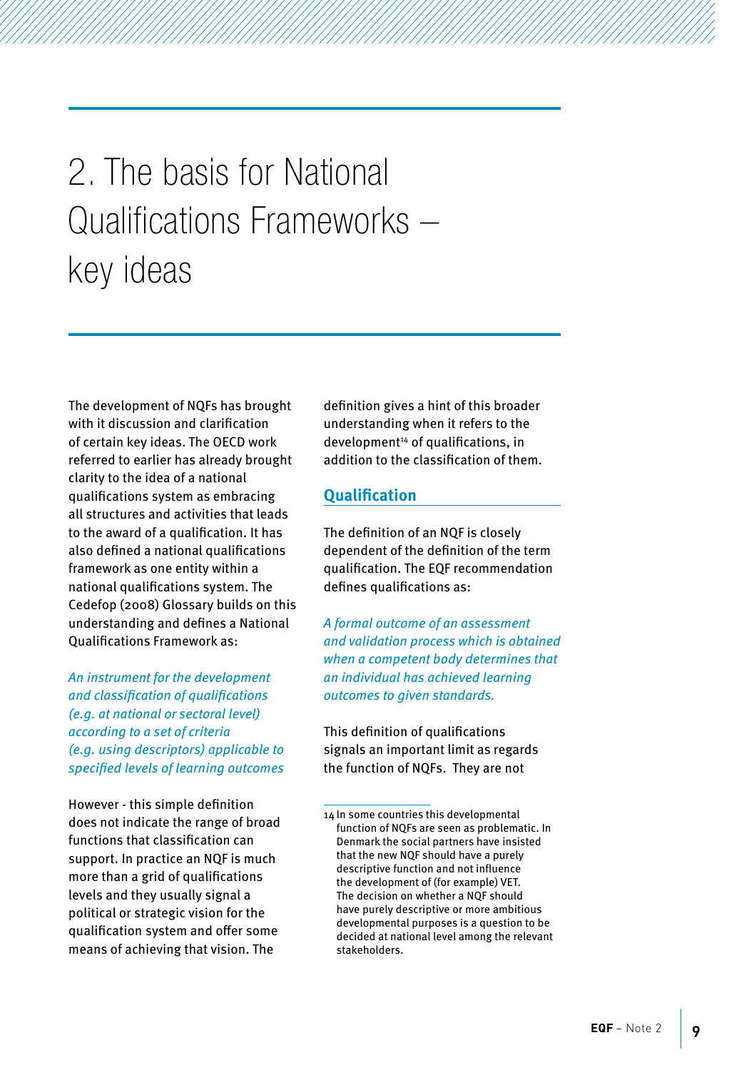# 2. The basis for National Qualifications Frameworks – key ideas

The development of NQFs has brought with it discussion and clarification of certain key ideas. The OECD work referred to earlier has already brought clarity to the idea of a national qualifications system as embracing all structures and activities that leads to the award of a qualification. It has also defined a national qualifications framework as one entity within a national qualifications system. The Cedefop (2008) Glossary builds on this understanding and defines a National Qualifications Framework as:

*An instrument for the development and classification of qualifications (e.g. at national or sectoral level) according to a set of criteria (e.g. using descriptors) applicable to specified levels of learning outcomes*

However - this simple definition does not indicate the range of broad functions that classification can support. In practice an NQF is much more than a grid of qualifications levels and they usually signal a political or strategic vision for the qualification system and offer some means of achieving that vision. The definition gives a hint of this broader understanding when it refers to the development[14] of qualifications, in addition to the classification of them.

## Qualification

The definition of an NQF is closely dependent of the definition of the term qualification. The EQF recommendation defines qualifications as:

*A formal outcome of an assessment and validation process which is obtained when a competent body determines that an individual has achieved learning outcomes to given standards.*

This definition of qualifications signals an important limit as regards the function of NQFs. They are not

---

14 In some countries this developmental function of NQFs are seen as problematic. In Denmark the social partners have insisted that the new NQF should have a purely descriptive function and not influence the development of (for example) VET. The decision on whether a NQF should have purely descriptive or more ambitious developmental purposes is a question to be decided at national level among the relevant stakeholders.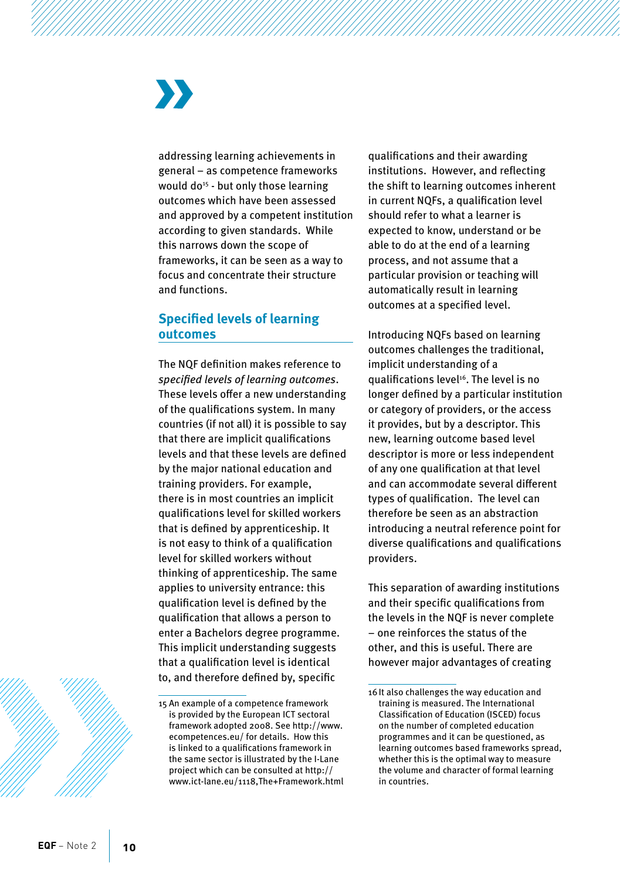addressing learning achievements in general – as competence frameworks would do[15] - but only those learning outcomes which have been assessed and approved by a competent institution according to given standards. While this narrows down the scope of frameworks, it can be seen as a way to focus and concentrate their structure and functions.

## Specified levels of learning outcomes

The NQF definition makes reference to *specified levels of learning outcomes*. These levels offer a new understanding of the qualifications system. In many countries (if not all) it is possible to say that there are implicit qualifications levels and that these levels are defined by the major national education and training providers. For example, there is in most countries an implicit qualifications level for skilled workers that is defined by apprenticeship. It is not easy to think of a qualification level for skilled workers without thinking of apprenticeship. The same applies to university entrance: this qualification level is defined by the qualification that allows a person to enter a Bachelors degree programme. This implicit understanding suggests that a qualification level is identical to, and therefore defined by, specific qualifications and their awarding institutions. However, and reflecting the shift to learning outcomes inherent in current NQFs, a qualification level should refer to what a learner is expected to know, understand or be able to do at the end of a learning process, and not assume that a particular provision or teaching will automatically result in learning outcomes at a specified level.

Introducing NQFs based on learning outcomes challenges the traditional, implicit understanding of a qualifications level[16]. The level is no longer defined by a particular institution or category of providers, or the access it provides, but by a descriptor. This new, learning outcome based level descriptor is more or less independent of any one qualification at that level and can accommodate several different types of qualification. The level can therefore be seen as an abstraction introducing a neutral reference point for diverse qualifications and qualifications providers.

This separation of awarding institutions and their specific qualifications from the levels in the NQF is never complete – one reinforces the status of the other, and this is useful. There are however major advantages of creating

---

15 An example of a competence framework is provided by the European ICT sectoral framework adopted 2008. See http://www.ecompetences.eu/ for details. How this is linked to a qualifications framework in the same sector is illustrated by the I-Lane project which can be consulted at http://www.ict-lane.eu/1118,The+Framework.html

16 It also challenges the way education and training is measured. The International Classification of Education (ISCED) focus on the number of completed education programmes and it can be questioned, as learning outcomes based frameworks spread, whether this is the optimal way to measure the volume and character of formal learning in countries.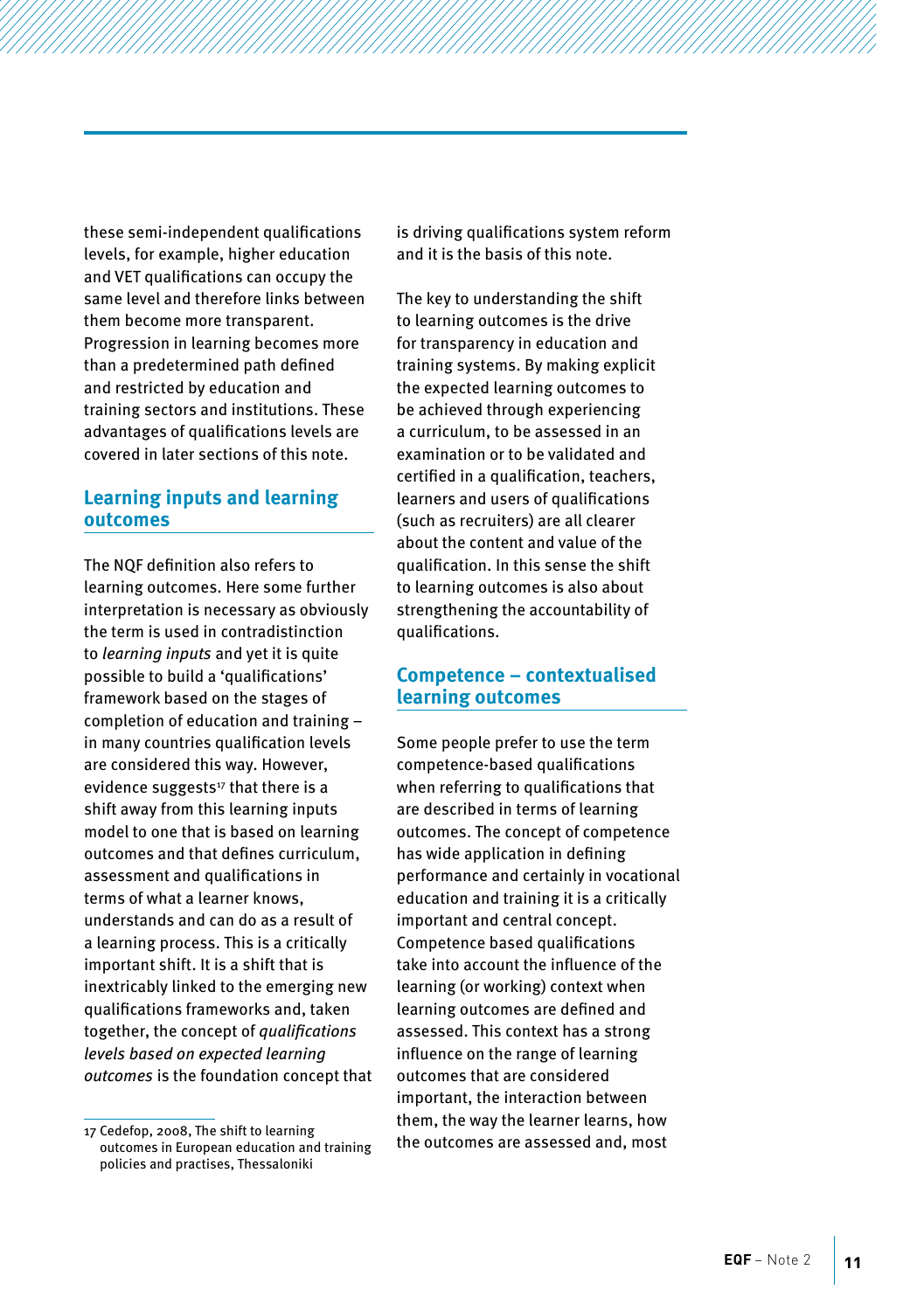these semi-independent qualifications levels, for example, higher education and VET qualifications can occupy the same level and therefore links between them become more transparent. Progression in learning becomes more than a predetermined path defined and restricted by education and training sectors and institutions. These advantages of qualifications levels are covered in later sections of this note.

## Learning inputs and learning outcomes

The NQF definition also refers to learning outcomes. Here some further interpretation is necessary as obviously the term is used in contradistinction to *learning inputs* and yet it is quite possible to build a 'qualifications' framework based on the stages of completion of education and training – in many countries qualification levels are considered this way. However, evidence suggests[17] that there is a shift away from this learning inputs model to one that is based on learning outcomes and that defines curriculum, assessment and qualifications in terms of what a learner knows, understands and can do as a result of a learning process. This is a critically important shift. It is a shift that is inextricably linked to the emerging new qualifications frameworks and, taken together, the concept of *qualifications levels based on expected learning outcomes* is the foundation concept that is driving qualifications system reform and it is the basis of this note.

The key to understanding the shift to learning outcomes is the drive for transparency in education and training systems. By making explicit the expected learning outcomes to be achieved through experiencing a curriculum, to be assessed in an examination or to be validated and certified in a qualification, teachers, learners and users of qualifications (such as recruiters) are all clearer about the content and value of the qualification. In this sense the shift to learning outcomes is also about strengthening the accountability of qualifications.

## Competence – contextualised learning outcomes

Some people prefer to use the term competence-based qualifications when referring to qualifications that are described in terms of learning outcomes. The concept of competence has wide application in defining performance and certainly in vocational education and training it is a critically important and central concept. Competence based qualifications take into account the influence of the learning (or working) context when learning outcomes are defined and assessed. This context has a strong influence on the range of learning outcomes that are considered important, the interaction between them, the way the learner learns, how the outcomes are assessed and, most

---

17 Cedefop, 2008, The shift to learning outcomes in European education and training policies and practises, Thessaloniki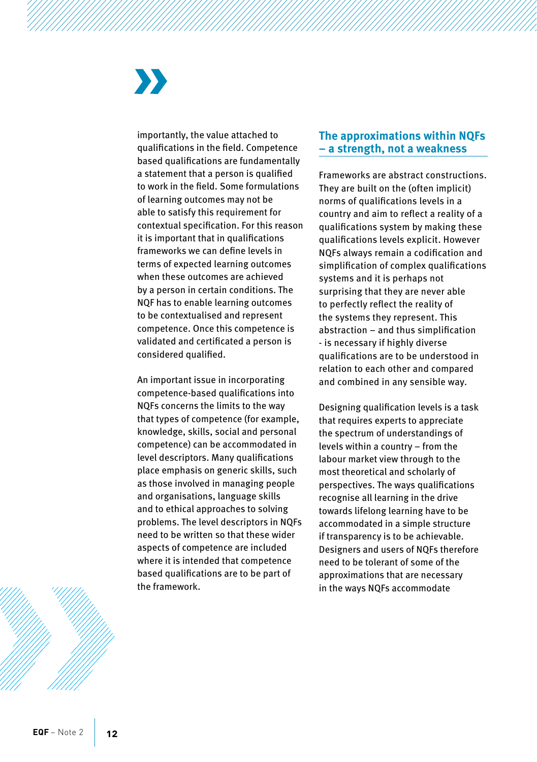importantly, the value attached to qualifications in the field. Competence based qualifications are fundamentally a statement that a person is qualified to work in the field. Some formulations of learning outcomes may not be able to satisfy this requirement for contextual specification. For this reason it is important that in qualifications frameworks we can define levels in terms of expected learning outcomes when these outcomes are achieved by a person in certain conditions. The NQF has to enable learning outcomes to be contextualised and represent competence. Once this competence is validated and certificated a person is considered qualified.

An important issue in incorporating competence-based qualifications into NQFs concerns the limits to the way that types of competence (for example, knowledge, skills, social and personal competence) can be accommodated in level descriptors. Many qualifications place emphasis on generic skills, such as those involved in managing people and organisations, language skills and to ethical approaches to solving problems. The level descriptors in NQFs need to be written so that these wider aspects of competence are included where it is intended that competence based qualifications are to be part of the framework.

## The approximations within NQFs – a strength, not a weakness

Frameworks are abstract constructions. They are built on the (often implicit) norms of qualifications levels in a country and aim to reflect a reality of a qualifications system by making these qualifications levels explicit. However NQFs always remain a codification and simplification of complex qualifications systems and it is perhaps not surprising that they are never able to perfectly reflect the reality of the systems they represent. This abstraction – and thus simplification - is necessary if highly diverse qualifications are to be understood in relation to each other and compared and combined in any sensible way.

Designing qualification levels is a task that requires experts to appreciate the spectrum of understandings of levels within a country – from the labour market view through to the most theoretical and scholarly of perspectives. The ways qualifications recognise all learning in the drive towards lifelong learning have to be accommodated in a simple structure if transparency is to be achievable. Designers and users of NQFs therefore need to be tolerant of some of the approximations that are necessary in the ways NQFs accommodate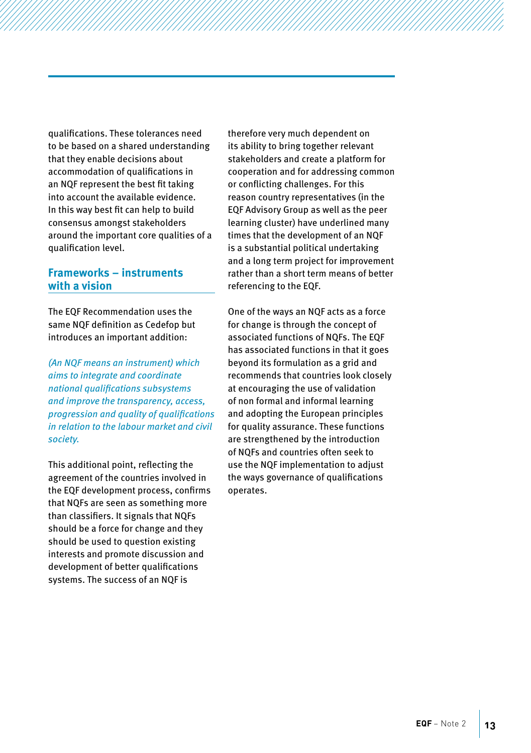qualifications. These tolerances need to be based on a shared understanding that they enable decisions about accommodation of qualifications in an NQF represent the best fit taking into account the available evidence. In this way best fit can help to build consensus amongst stakeholders around the important core qualities of a qualification level.

## Frameworks – instruments with a vision

The EQF Recommendation uses the same NQF definition as Cedefop but introduces an important addition:

*(An NQF means an instrument) which aims to integrate and coordinate national qualifications subsystems and improve the transparency, access, progression and quality of qualifications in relation to the labour market and civil society.*

This additional point, reflecting the agreement of the countries involved in the EQF development process, confirms that NQFs are seen as something more than classifiers. It signals that NQFs should be a force for change and they should be used to question existing interests and promote discussion and development of better qualifications systems. The success of an NQF is therefore very much dependent on its ability to bring together relevant stakeholders and create a platform for cooperation and for addressing common or conflicting challenges. For this reason country representatives (in the EQF Advisory Group as well as the peer learning cluster) have underlined many times that the development of an NQF is a substantial political undertaking and a long term project for improvement rather than a short term means of better referencing to the EQF.

One of the ways an NQF acts as a force for change is through the concept of associated functions of NQFs. The EQF has associated functions in that it goes beyond its formulation as a grid and recommends that countries look closely at encouraging the use of validation of non formal and informal learning and adopting the European principles for quality assurance. These functions are strengthened by the introduction of NQFs and countries often seek to use the NQF implementation to adjust the ways governance of qualifications operates.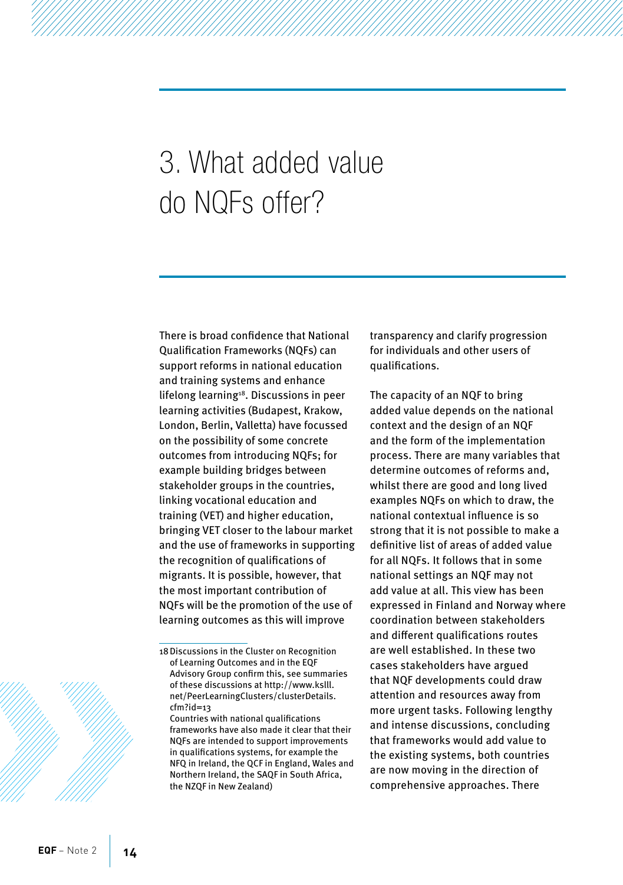# 3. What added value do NQFs offer?

There is broad confidence that National Qualification Frameworks (NQFs) can support reforms in national education and training systems and enhance lifelong learning[18]. Discussions in peer learning activities (Budapest, Krakow, London, Berlin, Valletta) have focussed on the possibility of some concrete outcomes from introducing NQFs; for example building bridges between stakeholder groups in the countries, linking vocational education and training (VET) and higher education, bringing VET closer to the labour market and the use of frameworks in supporting the recognition of qualifications of migrants. It is possible, however, that the most important contribution of NQFs will be the promotion of the use of learning outcomes as this will improve transparency and clarify progression for individuals and other users of qualifications.

The capacity of an NQF to bring added value depends on the national context and the design of an NQF and the form of the implementation process. There are many variables that determine outcomes of reforms and, whilst there are good and long lived examples NQFs on which to draw, the national contextual influence is so strong that it is not possible to make a definitive list of areas of added value for all NQFs. It follows that in some national settings an NQF may not add value at all. This view has been expressed in Finland and Norway where coordination between stakeholders and different qualifications routes are well established. In these two cases stakeholders have argued that NQF developments could draw attention and resources away from more urgent tasks. Following lengthy and intense discussions, concluding that frameworks would add value to the existing systems, both countries are now moving in the direction of comprehensive approaches. There

---

18 Discussions in the Cluster on Recognition of Learning Outcomes and in the EQF Advisory Group confirm this, see summaries of these discussions at http://www.kslll.net/PeerLearningClusters/clusterDetails.cfm?id=13
Countries with national qualifications frameworks have also made it clear that their NQFs are intended to support improvements in qualifications systems, for example the NFQ in Ireland, the QCF in England, Wales and Northern Ireland, the SAQF in South Africa, the NZQF in New Zealand)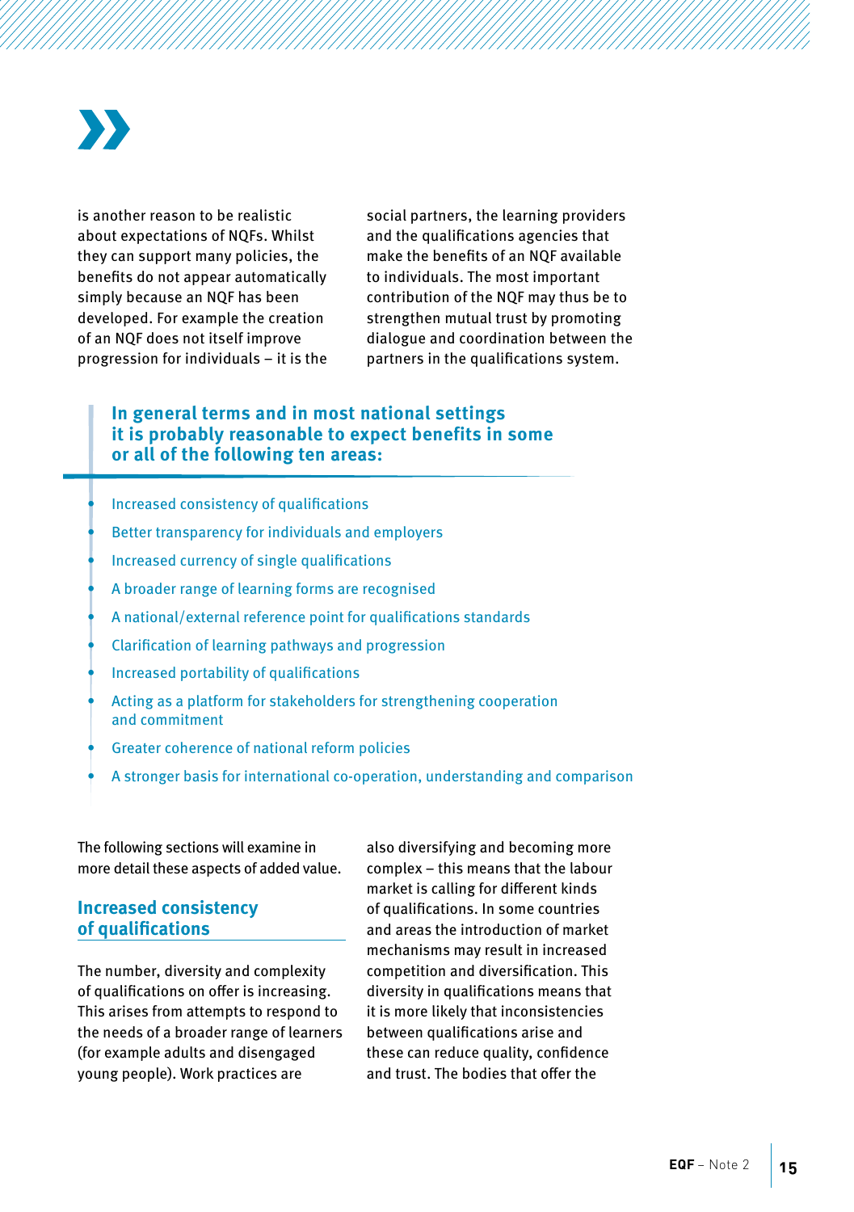is another reason to be realistic about expectations of NQFs. Whilst they can support many policies, the benefits do not appear automatically simply because an NQF has been developed. For example the creation of an NQF does not itself improve progression for individuals – it is the social partners, the learning providers and the qualifications agencies that make the benefits of an NQF available to individuals. The most important contribution of the NQF may thus be to strengthen mutual trust by promoting dialogue and coordination between the partners in the qualifications system.

**In general terms and in most national settings it is probably reasonable to expect benefits in some or all of the following ten areas:**

- Increased consistency of qualifications
- Better transparency for individuals and employers
- Increased currency of single qualifications
- A broader range of learning forms are recognised
- A national/external reference point for qualifications standards
- Clarification of learning pathways and progression
- Increased portability of qualifications
- Acting as a platform for stakeholders for strengthening cooperation and commitment
- Greater coherence of national reform policies
- A stronger basis for international co-operation, understanding and comparison

The following sections will examine in more detail these aspects of added value.

## Increased consistency of qualifications

The number, diversity and complexity of qualifications on offer is increasing. This arises from attempts to respond to the needs of a broader range of learners (for example adults and disengaged young people). Work practices are also diversifying and becoming more complex – this means that the labour market is calling for different kinds of qualifications. In some countries and areas the introduction of market mechanisms may result in increased competition and diversification. This diversity in qualifications means that it is more likely that inconsistencies between qualifications arise and these can reduce quality, confidence and trust. The bodies that offer the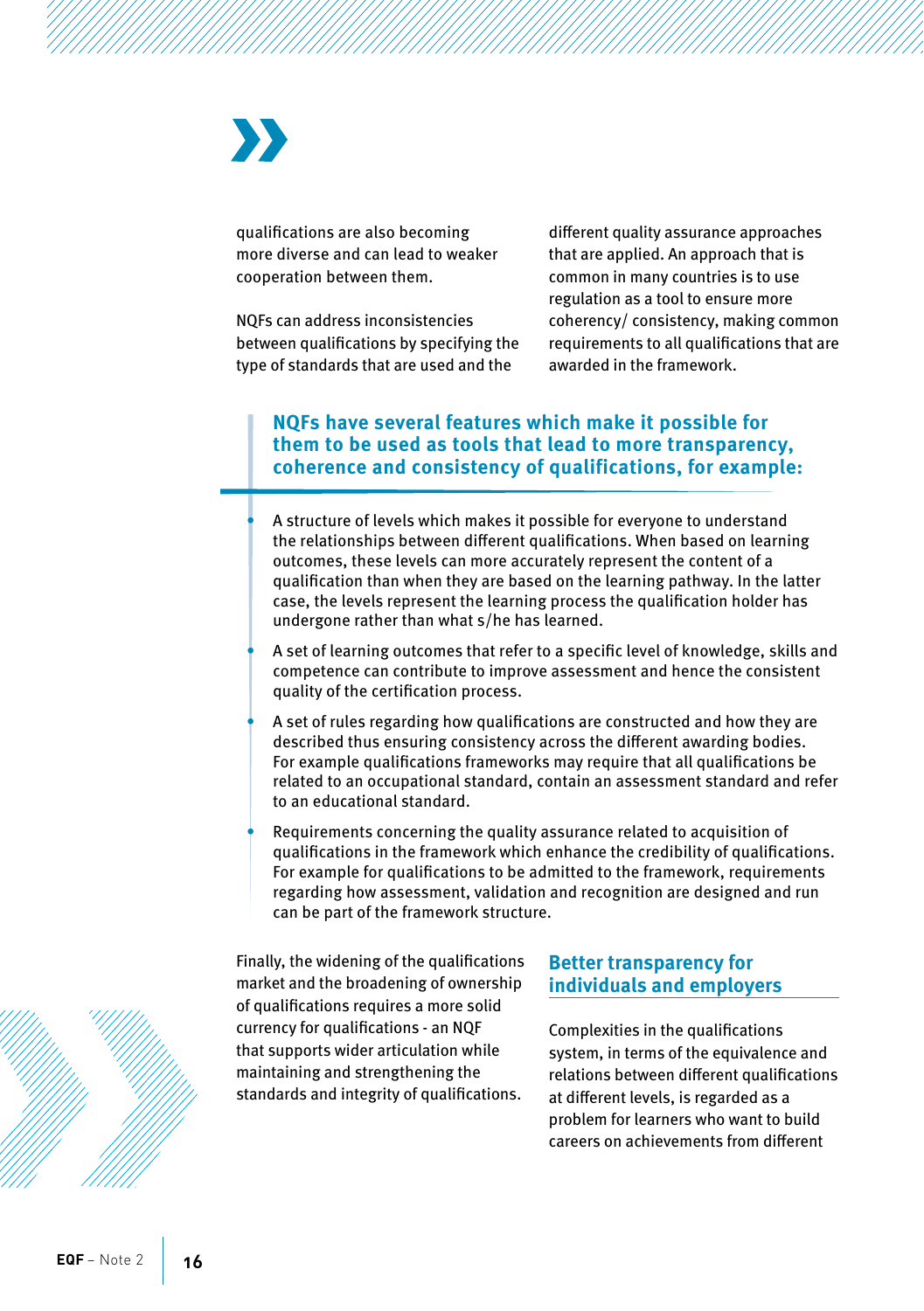qualifications are also becoming more diverse and can lead to weaker cooperation between them.

NQFs can address inconsistencies between qualifications by specifying the type of standards that are used and the different quality assurance approaches that are applied. An approach that is common in many countries is to use regulation as a tool to ensure more coherency/ consistency, making common requirements to all qualifications that are awarded in the framework.

> **NQFs have several features which make it possible for them to be used as tools that lead to more transparency, coherence and consistency of qualifications, for example:**
>
> - A structure of levels which makes it possible for everyone to understand the relationships between different qualifications. When based on learning outcomes, these levels can more accurately represent the content of a qualification than when they are based on the learning pathway. In the latter case, the levels represent the learning process the qualification holder has undergone rather than what s/he has learned.
> - A set of learning outcomes that refer to a specific level of knowledge, skills and competence can contribute to improve assessment and hence the consistent quality of the certification process.
> - A set of rules regarding how qualifications are constructed and how they are described thus ensuring consistency across the different awarding bodies. For example qualifications frameworks may require that all qualifications be related to an occupational standard, contain an assessment standard and refer to an educational standard.
> - Requirements concerning the quality assurance related to acquisition of qualifications in the framework which enhance the credibility of qualifications. For example for qualifications to be admitted to the framework, requirements regarding how assessment, validation and recognition are designed and run can be part of the framework structure.

Finally, the widening of the qualifications market and the broadening of ownership of qualifications requires a more solid currency for qualifications - an NQF that supports wider articulation while maintaining and strengthening the standards and integrity of qualifications.

## Better transparency for individuals and employers

Complexities in the qualifications system, in terms of the equivalence and relations between different qualifications at different levels, is regarded as a problem for learners who want to build careers on achievements from different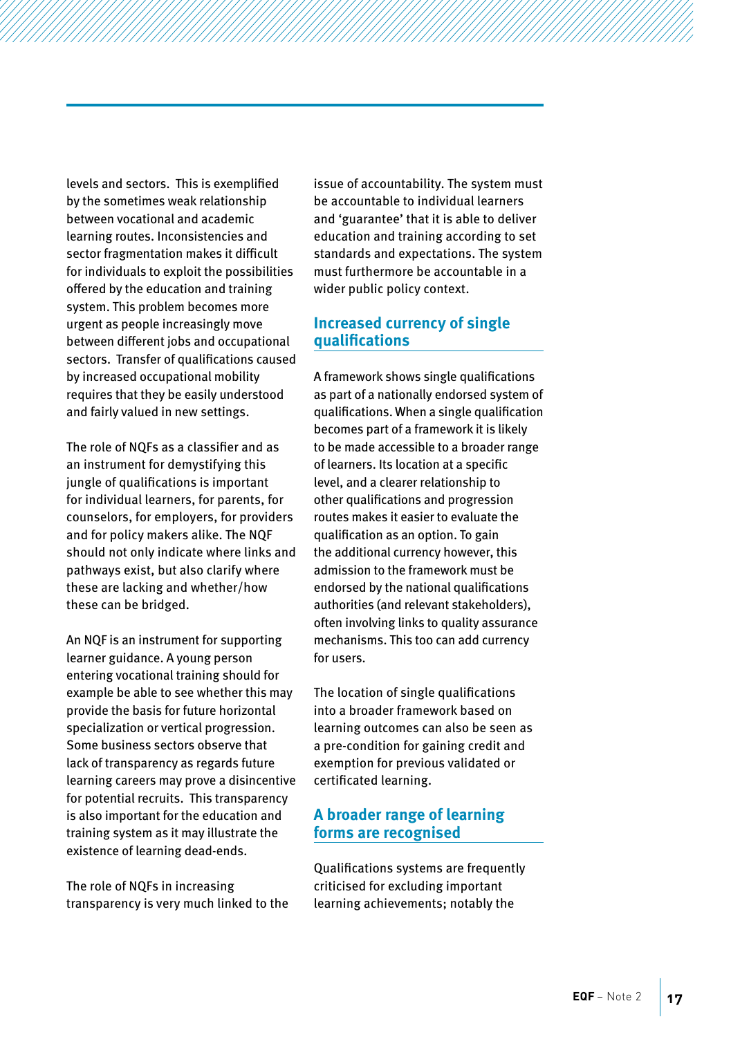levels and sectors. This is exemplified by the sometimes weak relationship between vocational and academic learning routes. Inconsistencies and sector fragmentation makes it difficult for individuals to exploit the possibilities offered by the education and training system. This problem becomes more urgent as people increasingly move between different jobs and occupational sectors. Transfer of qualifications caused by increased occupational mobility requires that they be easily understood and fairly valued in new settings.

The role of NQFs as a classifier and as an instrument for demystifying this jungle of qualifications is important for individual learners, for parents, for counselors, for employers, for providers and for policy makers alike. The NQF should not only indicate where links and pathways exist, but also clarify where these are lacking and whether/how these can be bridged.

An NQF is an instrument for supporting learner guidance. A young person entering vocational training should for example be able to see whether this may provide the basis for future horizontal specialization or vertical progression. Some business sectors observe that lack of transparency as regards future learning careers may prove a disincentive for potential recruits. This transparency is also important for the education and training system as it may illustrate the existence of learning dead-ends.

The role of NQFs in increasing transparency is very much linked to the issue of accountability. The system must be accountable to individual learners and 'guarantee' that it is able to deliver education and training according to set standards and expectations. The system must furthermore be accountable in a wider public policy context.

## Increased currency of single qualifications

A framework shows single qualifications as part of a nationally endorsed system of qualifications. When a single qualification becomes part of a framework it is likely to be made accessible to a broader range of learners. Its location at a specific level, and a clearer relationship to other qualifications and progression routes makes it easier to evaluate the qualification as an option. To gain the additional currency however, this admission to the framework must be endorsed by the national qualifications authorities (and relevant stakeholders), often involving links to quality assurance mechanisms. This too can add currency for users.

The location of single qualifications into a broader framework based on learning outcomes can also be seen as a pre-condition for gaining credit and exemption for previous validated or certificated learning.

## A broader range of learning forms are recognised

Qualifications systems are frequently criticised for excluding important learning achievements; notably the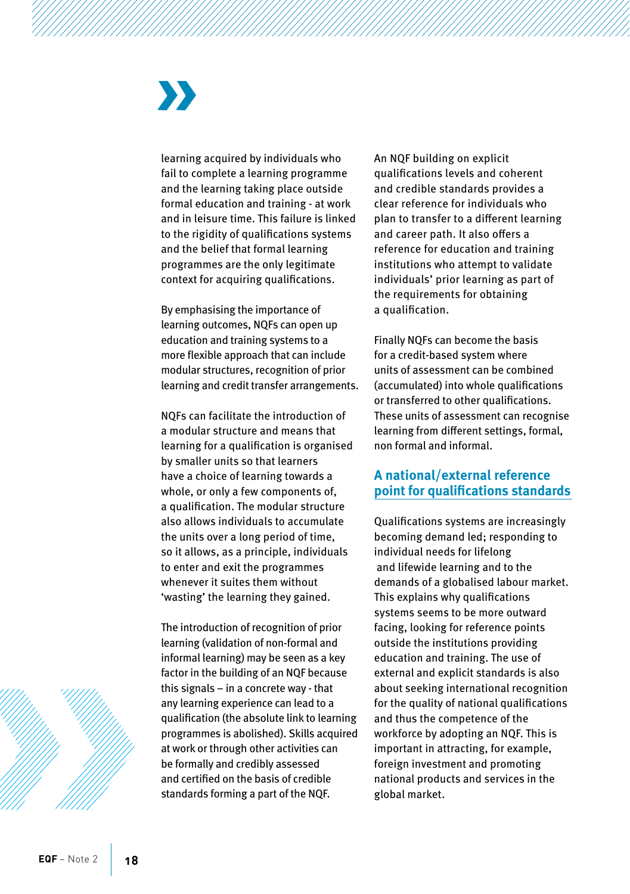learning acquired by individuals who fail to complete a learning programme and the learning taking place outside formal education and training - at work and in leisure time. This failure is linked to the rigidity of qualifications systems and the belief that formal learning programmes are the only legitimate context for acquiring qualifications.

By emphasising the importance of learning outcomes, NQFs can open up education and training systems to a more flexible approach that can include modular structures, recognition of prior learning and credit transfer arrangements.

NQFs can facilitate the introduction of a modular structure and means that learning for a qualification is organised by smaller units so that learners have a choice of learning towards a whole, or only a few components of, a qualification. The modular structure also allows individuals to accumulate the units over a long period of time, so it allows, as a principle, individuals to enter and exit the programmes whenever it suites them without 'wasting' the learning they gained.

The introduction of recognition of prior learning (validation of non-formal and informal learning) may be seen as a key factor in the building of an NQF because this signals – in a concrete way - that any learning experience can lead to a qualification (the absolute link to learning programmes is abolished). Skills acquired at work or through other activities can be formally and credibly assessed and certified on the basis of credible standards forming a part of the NQF.

An NQF building on explicit qualifications levels and coherent and credible standards provides a clear reference for individuals who plan to transfer to a different learning and career path. It also offers a reference for education and training institutions who attempt to validate individuals' prior learning as part of the requirements for obtaining a qualification.

Finally NQFs can become the basis for a credit-based system where units of assessment can be combined (accumulated) into whole qualifications or transferred to other qualifications. These units of assessment can recognise learning from different settings, formal, non formal and informal.

## A national/external reference point for qualifications standards

Qualifications systems are increasingly becoming demand led; responding to individual needs for lifelong and lifewide learning and to the demands of a globalised labour market. This explains why qualifications systems seems to be more outward facing, looking for reference points outside the institutions providing education and training. The use of external and explicit standards is also about seeking international recognition for the quality of national qualifications and thus the competence of the workforce by adopting an NQF. This is important in attracting, for example, foreign investment and promoting national products and services in the global market.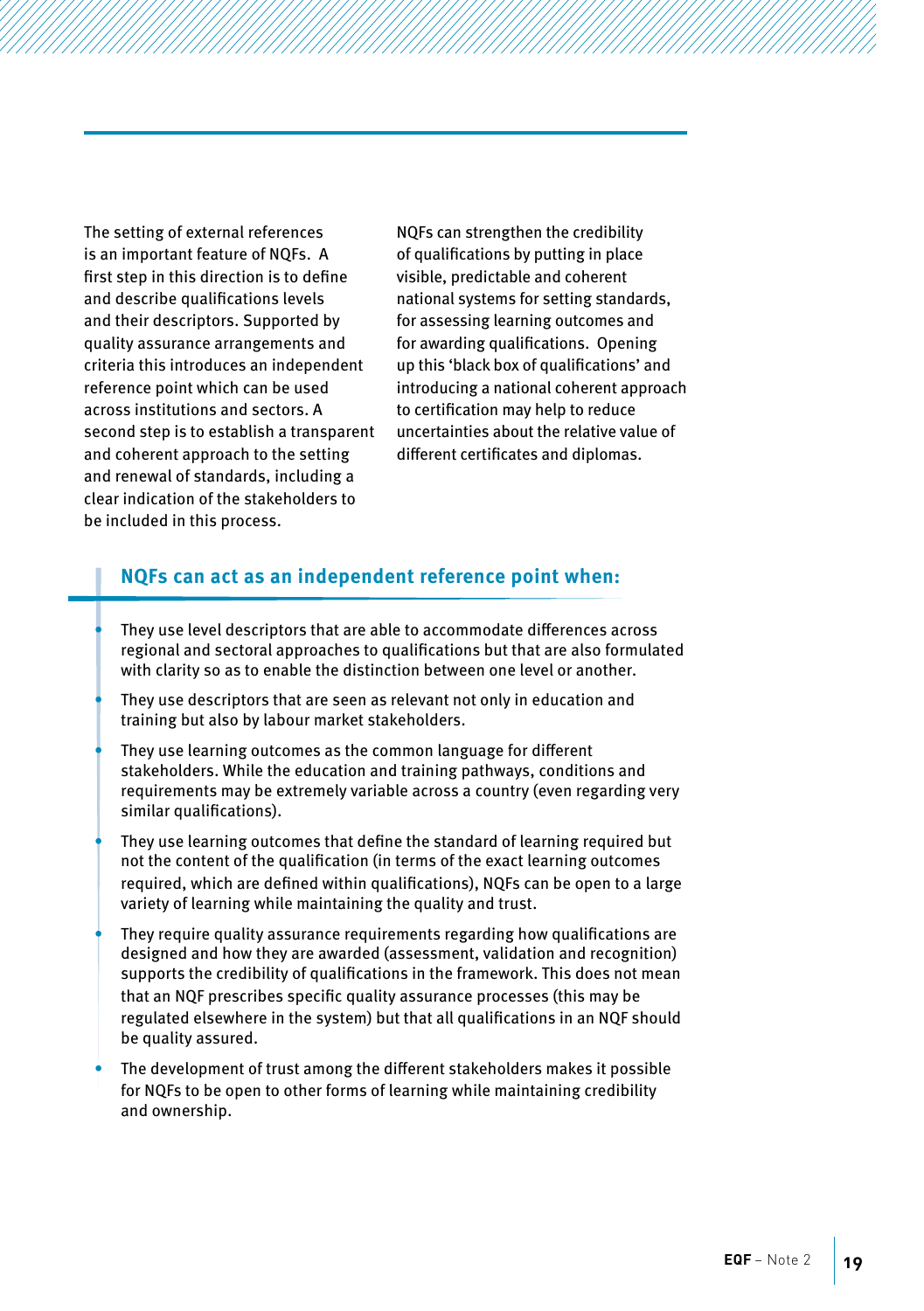The setting of external references is an important feature of NQFs. A first step in this direction is to define and describe qualifications levels and their descriptors. Supported by quality assurance arrangements and criteria this introduces an independent reference point which can be used across institutions and sectors. A second step is to establish a transparent and coherent approach to the setting and renewal of standards, including a clear indication of the stakeholders to be included in this process.

NQFs can strengthen the credibility of qualifications by putting in place visible, predictable and coherent national systems for setting standards, for assessing learning outcomes and for awarding qualifications. Opening up this 'black box of qualifications' and introducing a national coherent approach to certification may help to reduce uncertainties about the relative value of different certificates and diplomas.

### NQFs can act as an independent reference point when:

- They use level descriptors that are able to accommodate differences across regional and sectoral approaches to qualifications but that are also formulated with clarity so as to enable the distinction between one level or another.
- They use descriptors that are seen as relevant not only in education and training but also by labour market stakeholders.
- They use learning outcomes as the common language for different stakeholders. While the education and training pathways, conditions and requirements may be extremely variable across a country (even regarding very similar qualifications).
- They use learning outcomes that define the standard of learning required but not the content of the qualification (in terms of the exact learning outcomes required, which are defined within qualifications), NQFs can be open to a large variety of learning while maintaining the quality and trust.
- They require quality assurance requirements regarding how qualifications are designed and how they are awarded (assessment, validation and recognition) supports the credibility of qualifications in the framework. This does not mean that an NQF prescribes specific quality assurance processes (this may be regulated elsewhere in the system) but that all qualifications in an NQF should be quality assured.
- The development of trust among the different stakeholders makes it possible for NQFs to be open to other forms of learning while maintaining credibility and ownership.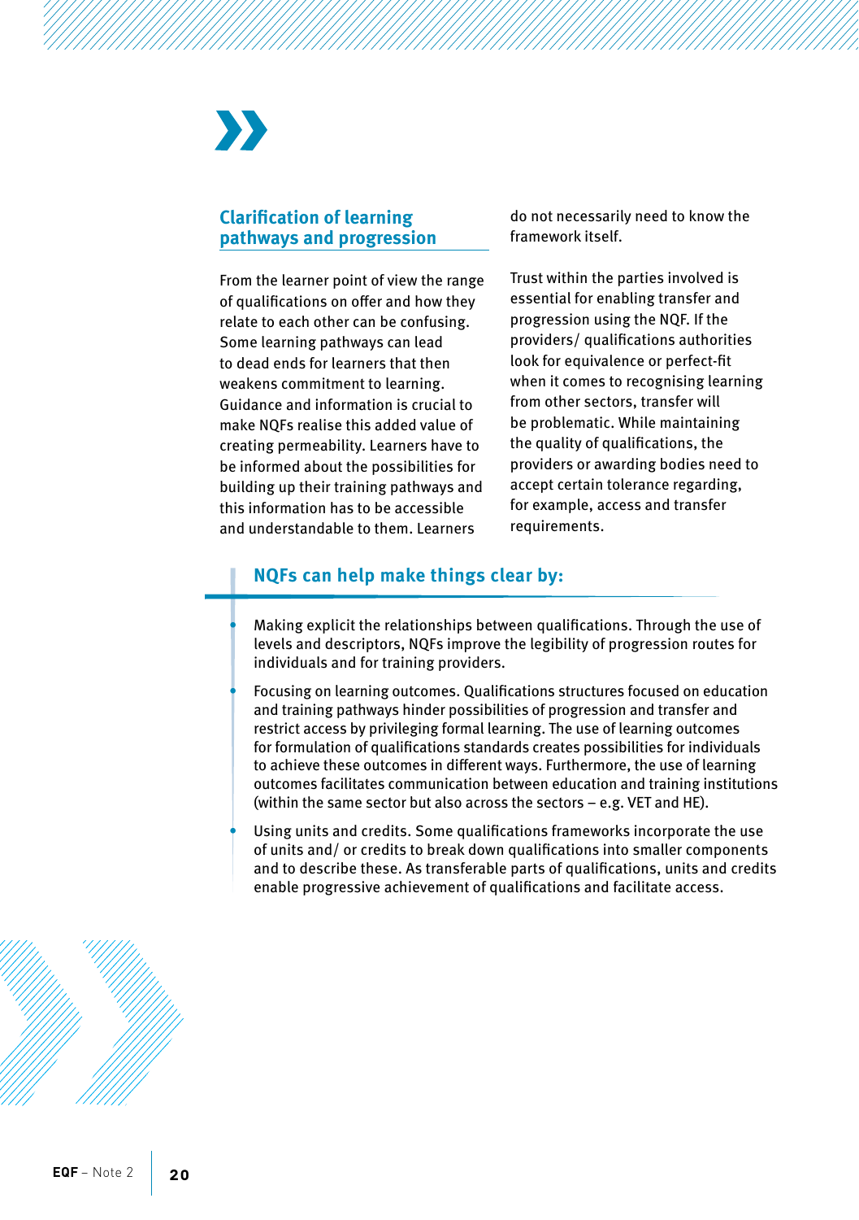## Clarification of learning pathways and progression

From the learner point of view the range of qualifications on offer and how they relate to each other can be confusing. Some learning pathways can lead to dead ends for learners that then weakens commitment to learning. Guidance and information is crucial to make NQFs realise this added value of creating permeability. Learners have to be informed about the possibilities for building up their training pathways and this information has to be accessible and understandable to them. Learners do not necessarily need to know the framework itself.

Trust within the parties involved is essential for enabling transfer and progression using the NQF. If the providers/ qualifications authorities look for equivalence or perfect-fit when it comes to recognising learning from other sectors, transfer will be problematic. While maintaining the quality of qualifications, the providers or awarding bodies need to accept certain tolerance regarding, for example, access and transfer requirements.

### NQFs can help make things clear by:

- Making explicit the relationships between qualifications. Through the use of levels and descriptors, NQFs improve the legibility of progression routes for individuals and for training providers.
- Focusing on learning outcomes. Qualifications structures focused on education and training pathways hinder possibilities of progression and transfer and restrict access by privileging formal learning. The use of learning outcomes for formulation of qualifications standards creates possibilities for individuals to achieve these outcomes in different ways. Furthermore, the use of learning outcomes facilitates communication between education and training institutions (within the same sector but also across the sectors – e.g. VET and HE).
- Using units and credits. Some qualifications frameworks incorporate the use of units and/ or credits to break down qualifications into smaller components and to describe these. As transferable parts of qualifications, units and credits enable progressive achievement of qualifications and facilitate access.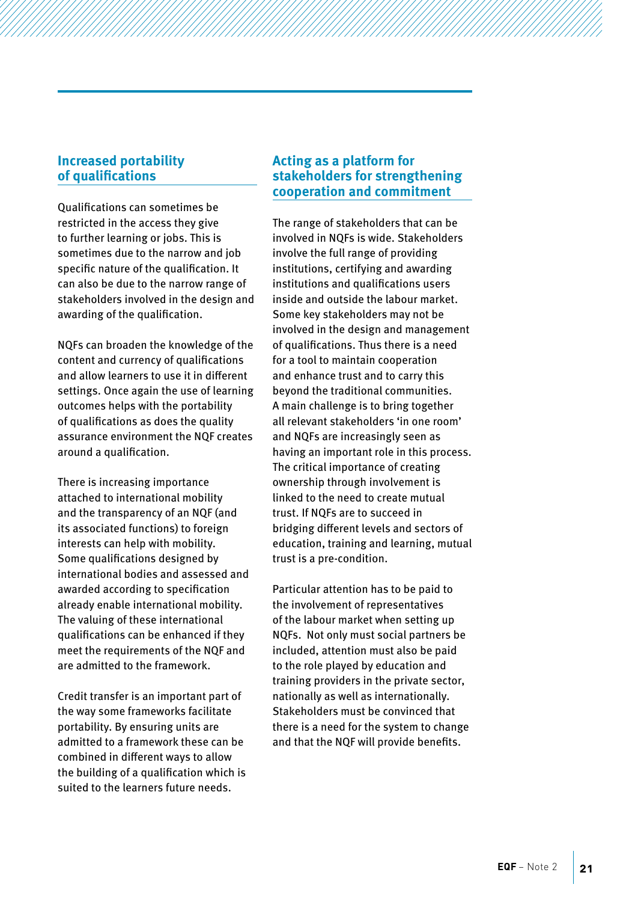## Increased portability of qualifications

Qualifications can sometimes be restricted in the access they give to further learning or jobs. This is sometimes due to the narrow and job specific nature of the qualification. It can also be due to the narrow range of stakeholders involved in the design and awarding of the qualification.

NQFs can broaden the knowledge of the content and currency of qualifications and allow learners to use it in different settings. Once again the use of learning outcomes helps with the portability of qualifications as does the quality assurance environment the NQF creates around a qualification.

There is increasing importance attached to international mobility and the transparency of an NQF (and its associated functions) to foreign interests can help with mobility. Some qualifications designed by international bodies and assessed and awarded according to specification already enable international mobility. The valuing of these international qualifications can be enhanced if they meet the requirements of the NQF and are admitted to the framework.

Credit transfer is an important part of the way some frameworks facilitate portability. By ensuring units are admitted to a framework these can be combined in different ways to allow the building of a qualification which is suited to the learners future needs.

## Acting as a platform for stakeholders for strengthening cooperation and commitment

The range of stakeholders that can be involved in NQFs is wide. Stakeholders involve the full range of providing institutions, certifying and awarding institutions and qualifications users inside and outside the labour market. Some key stakeholders may not be involved in the design and management of qualifications. Thus there is a need for a tool to maintain cooperation and enhance trust and to carry this beyond the traditional communities. A main challenge is to bring together all relevant stakeholders 'in one room' and NQFs are increasingly seen as having an important role in this process. The critical importance of creating ownership through involvement is linked to the need to create mutual trust. If NQFs are to succeed in bridging different levels and sectors of education, training and learning, mutual trust is a pre-condition.

Particular attention has to be paid to the involvement of representatives of the labour market when setting up NQFs. Not only must social partners be included, attention must also be paid to the role played by education and training providers in the private sector, nationally as well as internationally. Stakeholders must be convinced that there is a need for the system to change and that the NQF will provide benefits.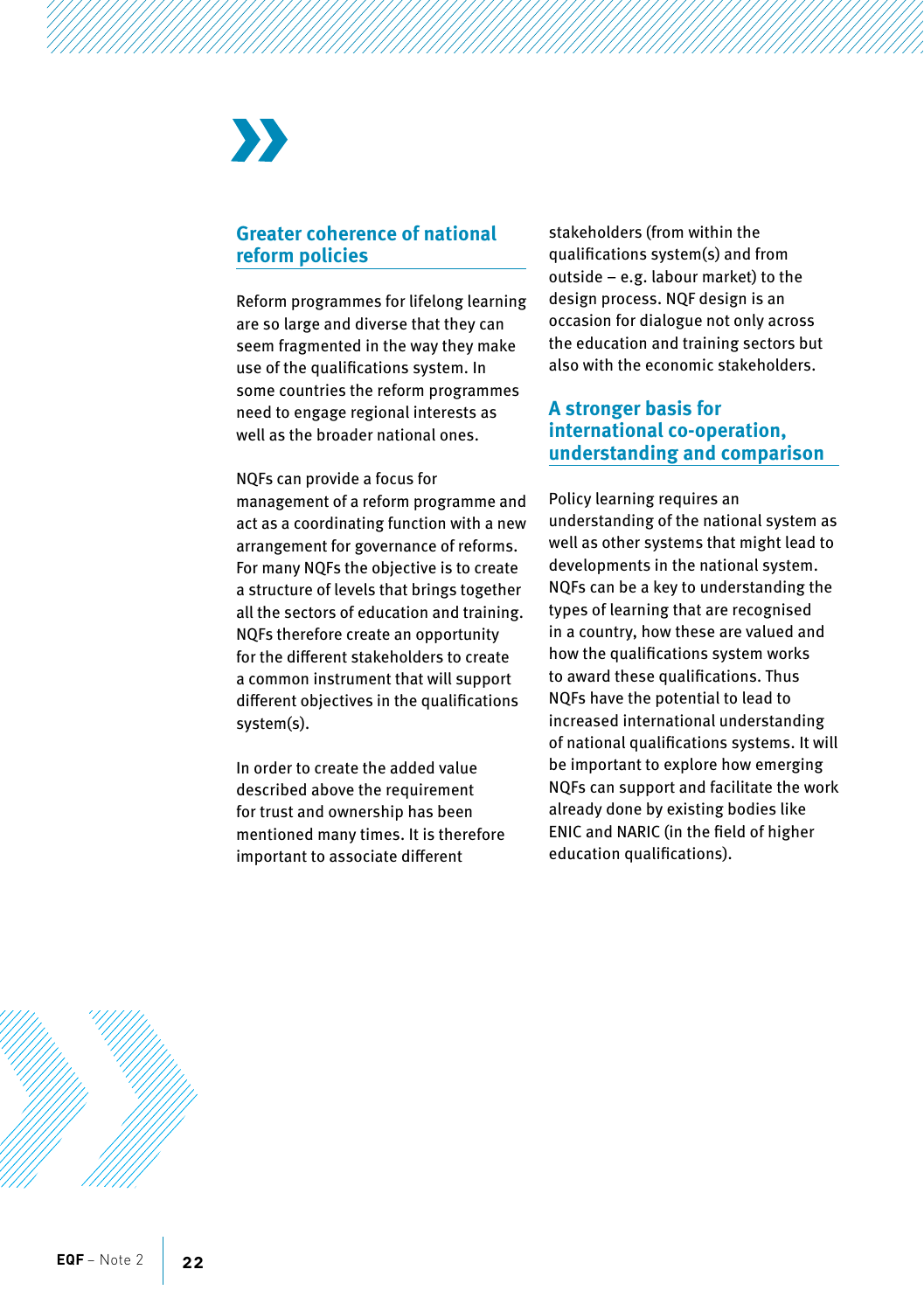## Greater coherence of national reform policies

Reform programmes for lifelong learning are so large and diverse that they can seem fragmented in the way they make use of the qualifications system. In some countries the reform programmes need to engage regional interests as well as the broader national ones.

NQFs can provide a focus for management of a reform programme and act as a coordinating function with a new arrangement for governance of reforms. For many NQFs the objective is to create a structure of levels that brings together all the sectors of education and training. NQFs therefore create an opportunity for the different stakeholders to create a common instrument that will support different objectives in the qualifications system(s).

In order to create the added value described above the requirement for trust and ownership has been mentioned many times. It is therefore important to associate different stakeholders (from within the qualifications system(s) and from outside – e.g. labour market) to the design process. NQF design is an occasion for dialogue not only across the education and training sectors but also with the economic stakeholders.

## A stronger basis for international co-operation, understanding and comparison

Policy learning requires an understanding of the national system as well as other systems that might lead to developments in the national system. NQFs can be a key to understanding the types of learning that are recognised in a country, how these are valued and how the qualifications system works to award these qualifications. Thus NQFs have the potential to lead to increased international understanding of national qualifications systems. It will be important to explore how emerging NQFs can support and facilitate the work already done by existing bodies like ENIC and NARIC (in the field of higher education qualifications).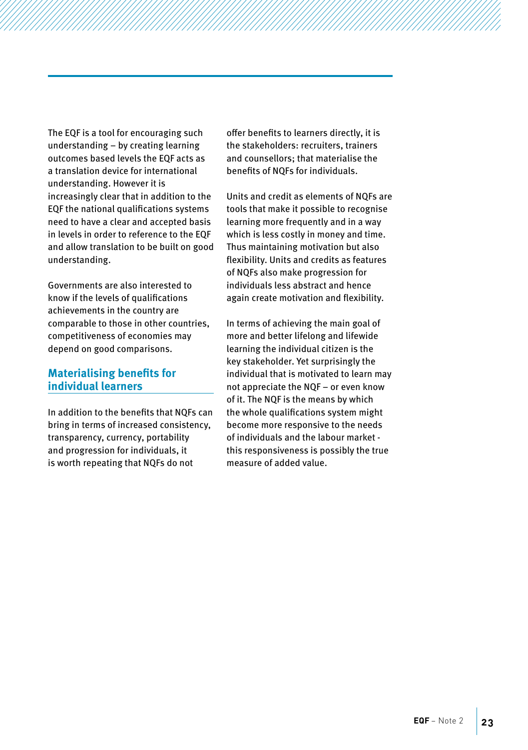The EQF is a tool for encouraging such understanding – by creating learning outcomes based levels the EQF acts as a translation device for international understanding. However it is increasingly clear that in addition to the EQF the national qualifications systems need to have a clear and accepted basis in levels in order to reference to the EQF and allow translation to be built on good understanding.

Governments are also interested to know if the levels of qualifications achievements in the country are comparable to those in other countries, competitiveness of economies may depend on good comparisons.

## Materialising benefits for individual learners

In addition to the benefits that NQFs can bring in terms of increased consistency, transparency, currency, portability and progression for individuals, it is worth repeating that NQFs do not offer benefits to learners directly, it is the stakeholders: recruiters, trainers and counsellors; that materialise the benefits of NQFs for individuals.

Units and credit as elements of NQFs are tools that make it possible to recognise learning more frequently and in a way which is less costly in money and time. Thus maintaining motivation but also flexibility. Units and credits as features of NQFs also make progression for individuals less abstract and hence again create motivation and flexibility.

In terms of achieving the main goal of more and better lifelong and lifewide learning the individual citizen is the key stakeholder. Yet surprisingly the individual that is motivated to learn may not appreciate the NQF – or even know of it. The NQF is the means by which the whole qualifications system might become more responsive to the needs of individuals and the labour market - this responsiveness is possibly the true measure of added value.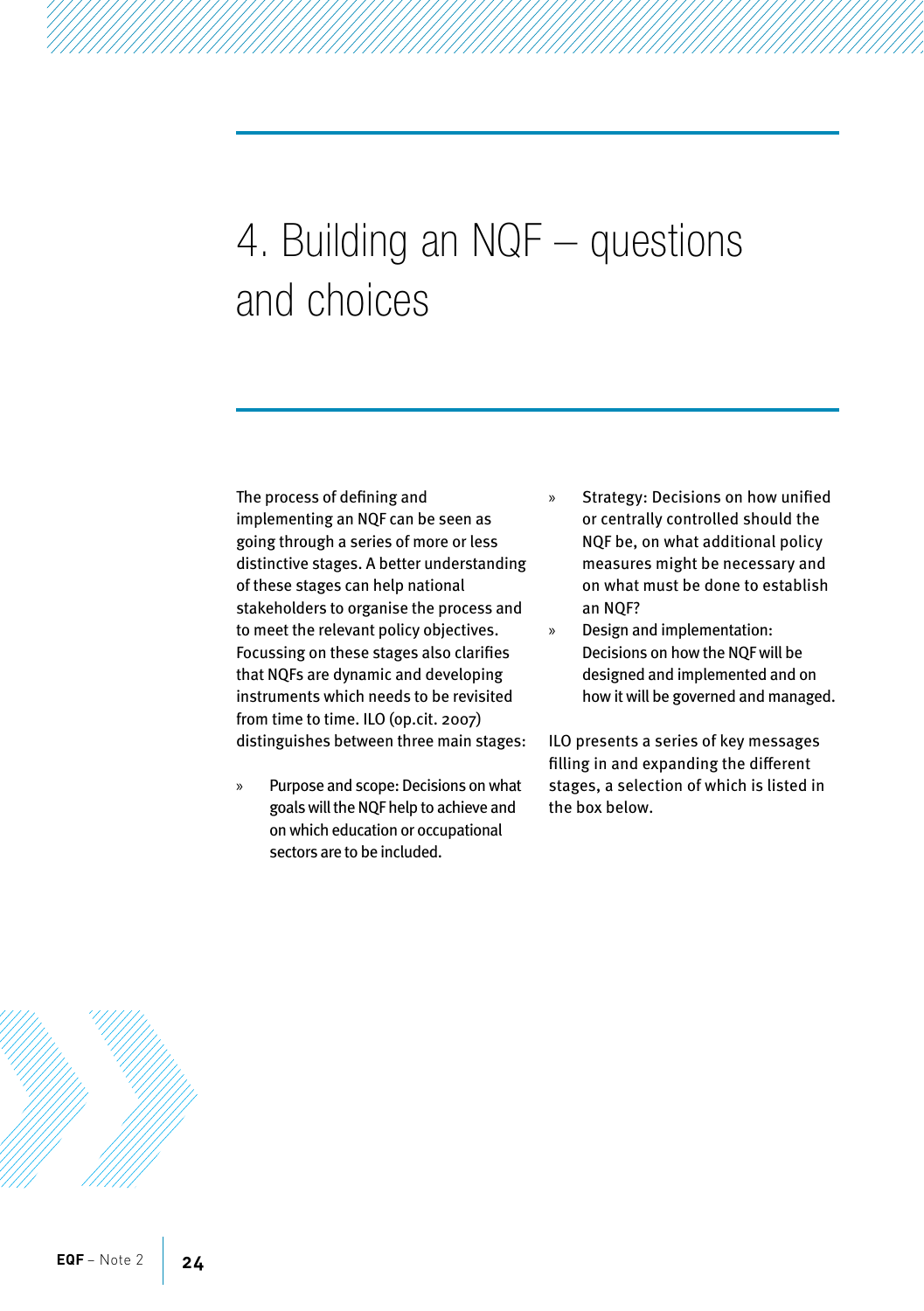# 4. Building an NQF – questions and choices

The process of defining and implementing an NQF can be seen as going through a series of more or less distinctive stages. A better understanding of these stages can help national stakeholders to organise the process and to meet the relevant policy objectives. Focussing on these stages also clarifies that NQFs are dynamic and developing instruments which needs to be revisited from time to time. ILO (op.cit. 2007) distinguishes between three main stages:

- Purpose and scope: Decisions on what goals will the NQF help to achieve and on which education or occupational sectors are to be included.
- Strategy: Decisions on how unified or centrally controlled should the NQF be, on what additional policy measures might be necessary and on what must be done to establish an NQF?
- Design and implementation: Decisions on how the NQF will be designed and implemented and on how it will be governed and managed.

ILO presents a series of key messages filling in and expanding the different stages, a selection of which is listed in the box below.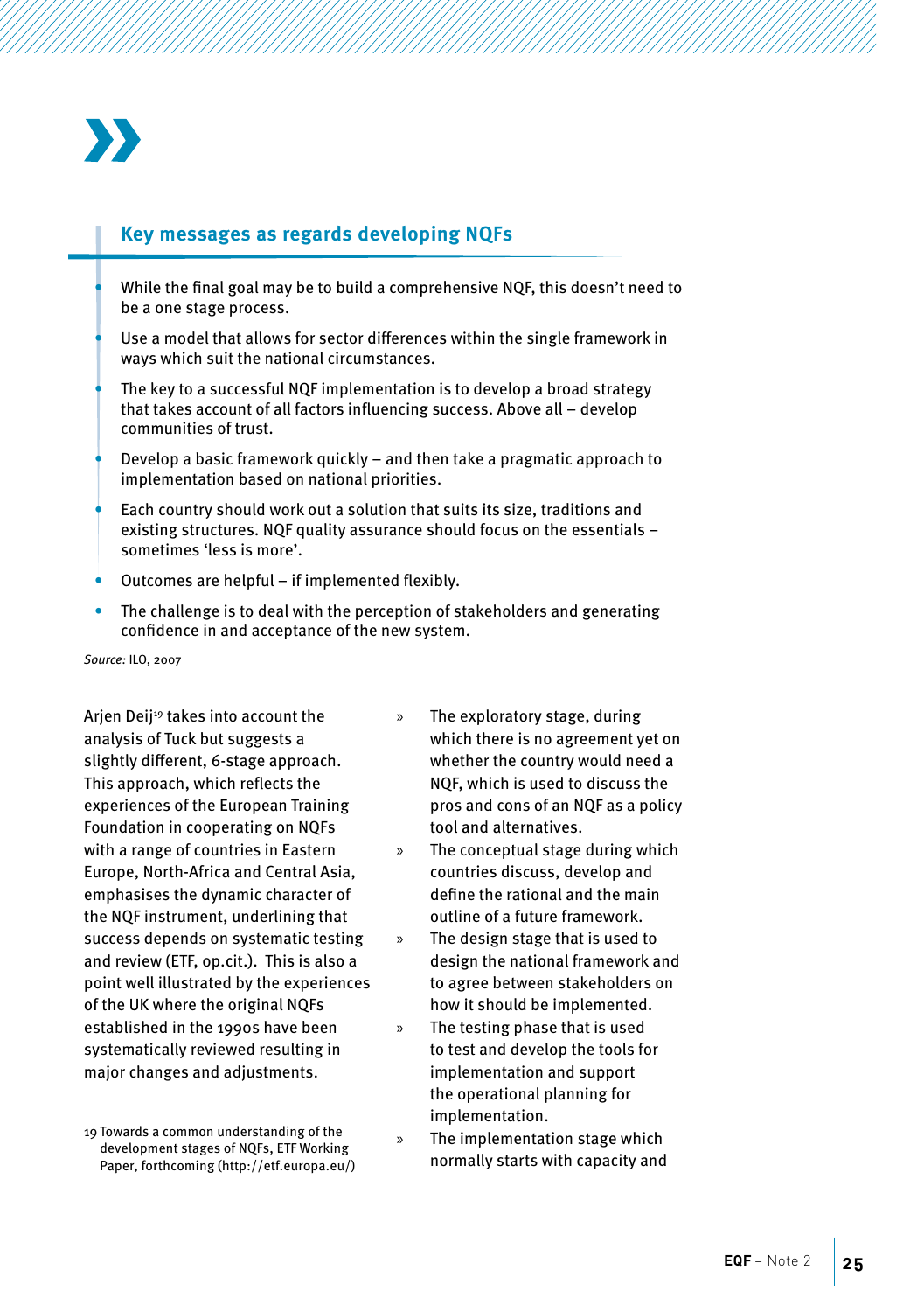### Key messages as regards developing NQFs

- While the final goal may be to build a comprehensive NQF, this doesn't need to be a one stage process.
- Use a model that allows for sector differences within the single framework in ways which suit the national circumstances.
- The key to a successful NQF implementation is to develop a broad strategy that takes account of all factors influencing success. Above all – develop communities of trust.
- Develop a basic framework quickly – and then take a pragmatic approach to implementation based on national priorities.
- Each country should work out a solution that suits its size, traditions and existing structures. NQF quality assurance should focus on the essentials – sometimes 'less is more'.
- Outcomes are helpful – if implemented flexibly.
- The challenge is to deal with the perception of stakeholders and generating confidence in and acceptance of the new system.

*Source:* ILO, 2007

Arjen Deij[19] takes into account the analysis of Tuck but suggests a slightly different, 6-stage approach. This approach, which reflects the experiences of the European Training Foundation in cooperating on NQFs with a range of countries in Eastern Europe, North-Africa and Central Asia, emphasises the dynamic character of the NQF instrument, underlining that success depends on systematic testing and review (ETF, op.cit.). This is also a point well illustrated by the experiences of the UK where the original NQFs established in the 1990s have been systematically reviewed resulting in major changes and adjustments.

» The exploratory stage, during which there is no agreement yet on whether the country would need a NQF, which is used to discuss the pros and cons of an NQF as a policy tool and alternatives.

» The conceptual stage during which countries discuss, develop and define the rational and the main outline of a future framework.

» The design stage that is used to design the national framework and to agree between stakeholders on how it should be implemented.

» The testing phase that is used to test and develop the tools for implementation and support the operational planning for implementation.

» The implementation stage which normally starts with capacity and

19 Towards a common understanding of the development stages of NQFs, ETF Working Paper, forthcoming (http://etf.europa.eu/)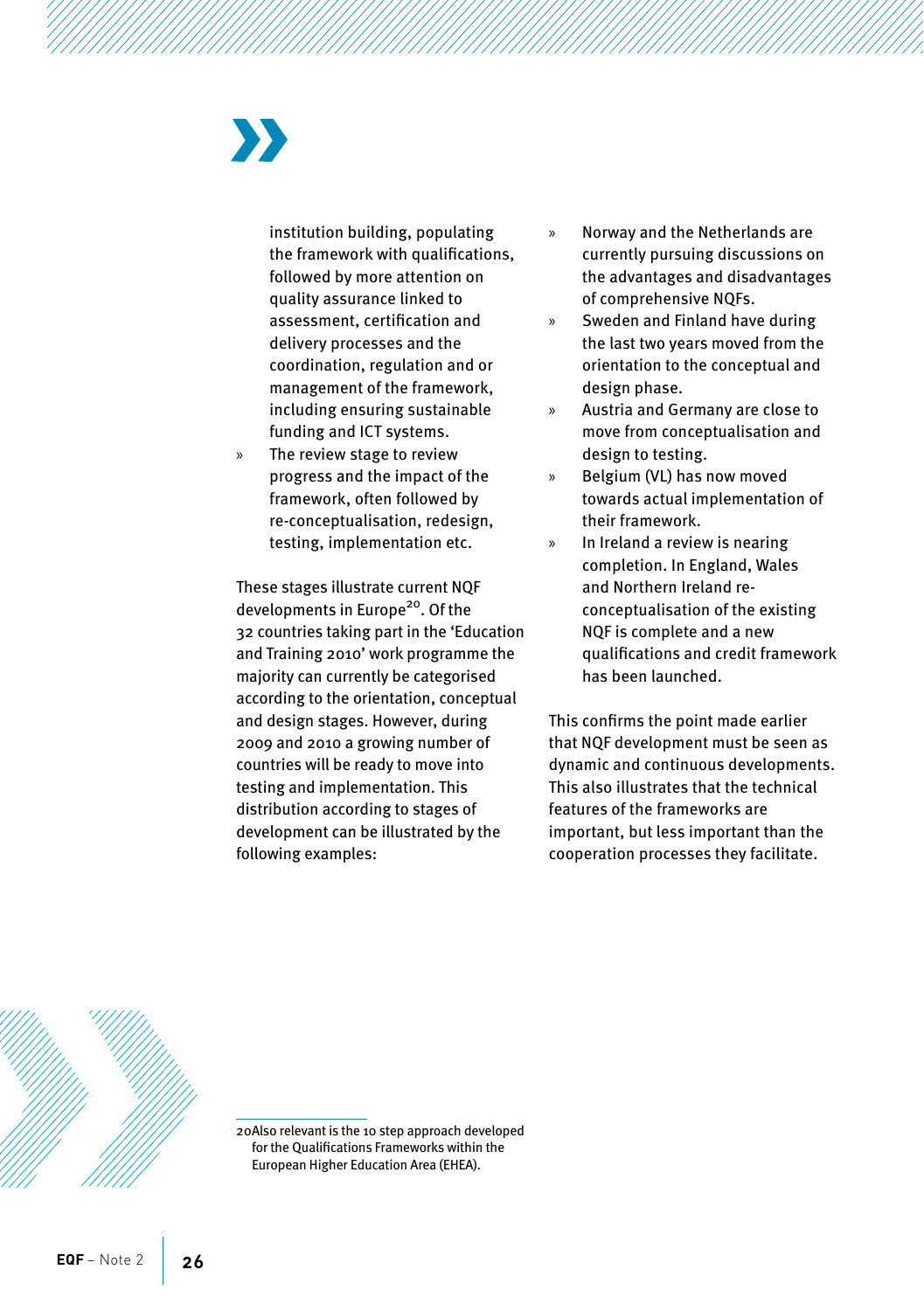institution building, populating the framework with qualifications, followed by more attention on quality assurance linked to assessment, certification and delivery processes and the coordination, regulation and or management of the framework, including ensuring sustainable funding and ICT systems.

- The review stage to review progress and the impact of the framework, often followed by re-conceptualisation, redesign, testing, implementation etc.

These stages illustrate current NQF developments in Europe[20]. Of the 32 countries taking part in the 'Education and Training 2010' work programme the majority can currently be categorised according to the orientation, conceptual and design stages. However, during 2009 and 2010 a growing number of countries will be ready to move into testing and implementation. This distribution according to stages of development can be illustrated by the following examples:

- Norway and the Netherlands are currently pursuing discussions on the advantages and disadvantages of comprehensive NQFs.
- Sweden and Finland have during the last two years moved from the orientation to the conceptual and design phase.
- Austria and Germany are close to move from conceptualisation and design to testing.
- Belgium (VL) has now moved towards actual implementation of their framework.
- In Ireland a review is nearing completion. In England, Wales and Northern Ireland re-conceptualisation of the existing NQF is complete and a new qualifications and credit framework has been launched.

This confirms the point made earlier that NQF development must be seen as dynamic and continuous developments. This also illustrates that the technical features of the frameworks are important, but less important than the cooperation processes they facilitate.

---

20 Also relevant is the 10 step approach developed for the Qualifications Frameworks within the European Higher Education Area (EHEA).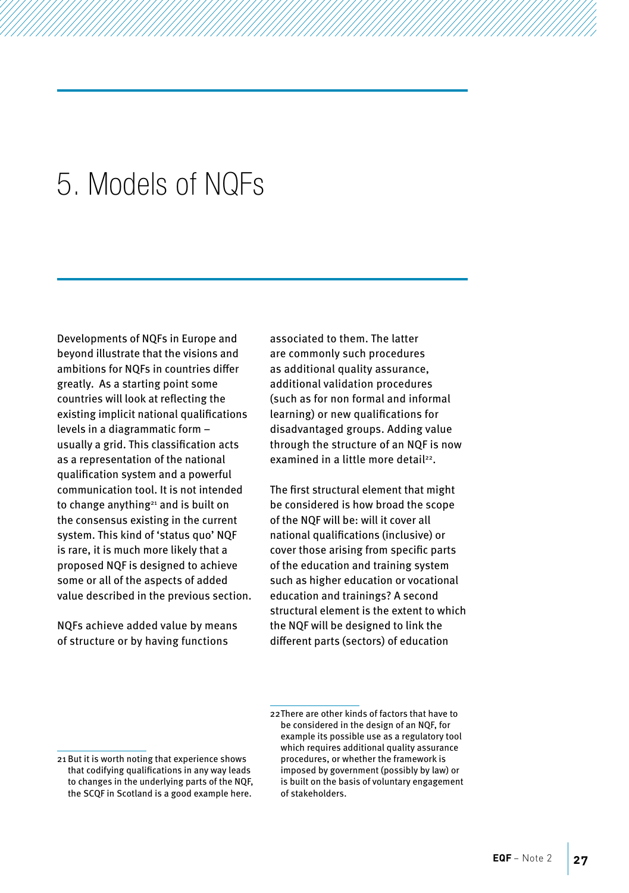# 5. Models of NQFs

Developments of NQFs in Europe and beyond illustrate that the visions and ambitions for NQFs in countries differ greatly. As a starting point some countries will look at reflecting the existing implicit national qualifications levels in a diagrammatic form – usually a grid. This classification acts as a representation of the national qualification system and a powerful communication tool. It is not intended to change anything[21] and is built on the consensus existing in the current system. This kind of 'status quo' NQF is rare, it is much more likely that a proposed NQF is designed to achieve some or all of the aspects of added value described in the previous section.

NQFs achieve added value by means of structure or by having functions associated to them. The latter are commonly such procedures as additional quality assurance, additional validation procedures (such as for non formal and informal learning) or new qualifications for disadvantaged groups. Adding value through the structure of an NQF is now examined in a little more detail[22].

The first structural element that might be considered is how broad the scope of the NQF will be: will it cover all national qualifications (inclusive) or cover those arising from specific parts of the education and training system such as higher education or vocational education and trainings? A second structural element is the extent to which the NQF will be designed to link the different parts (sectors) of education

---

21 But it is worth noting that experience shows that codifying qualifications in any way leads to changes in the underlying parts of the NQF, the SCQF in Scotland is a good example here.

22 There are other kinds of factors that have to be considered in the design of an NQF, for example its possible use as a regulatory tool which requires additional quality assurance procedures, or whether the framework is imposed by government (possibly by law) or is built on the basis of voluntary engagement of stakeholders.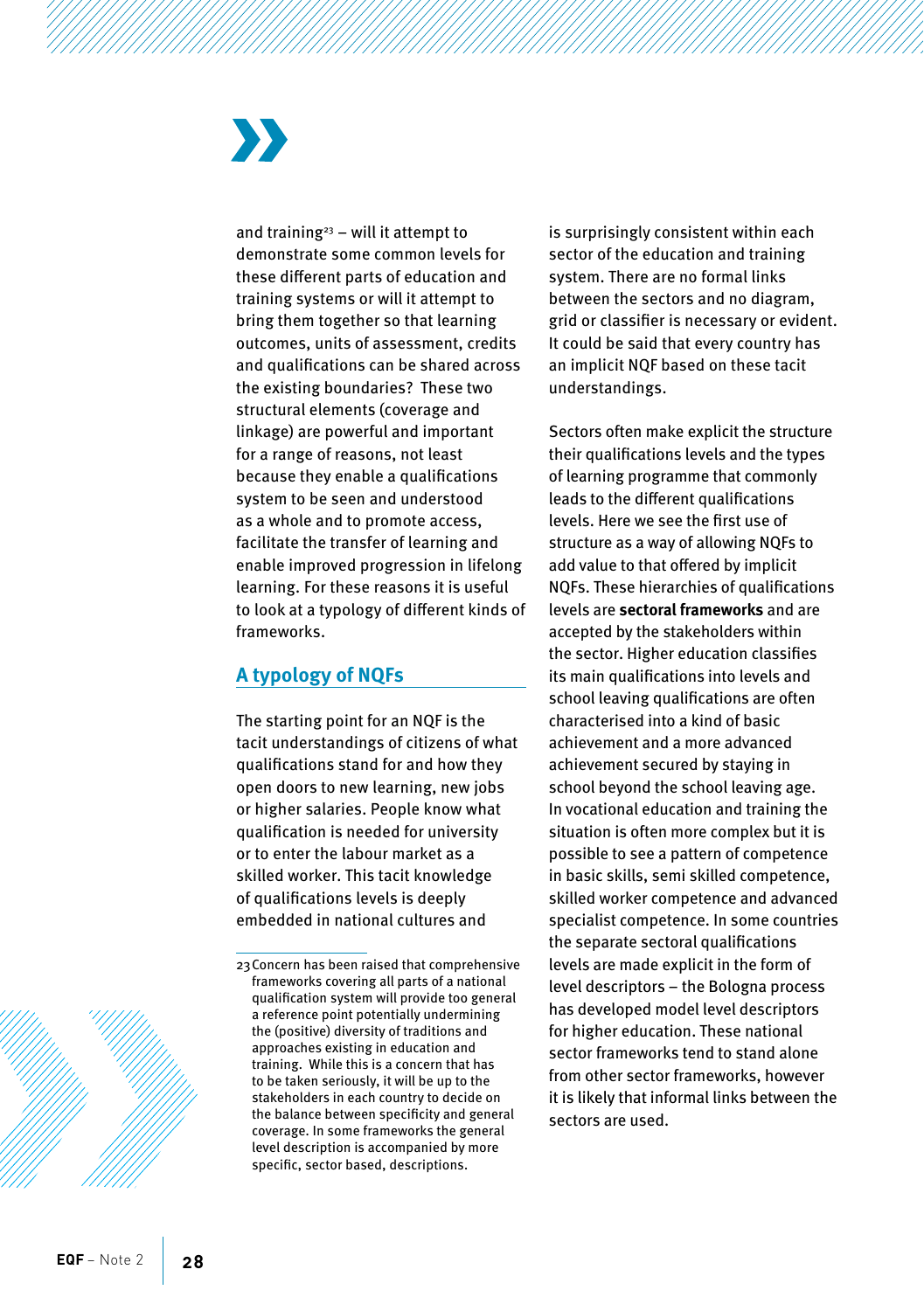and training[23] – will it attempt to demonstrate some common levels for these different parts of education and training systems or will it attempt to bring them together so that learning outcomes, units of assessment, credits and qualifications can be shared across the existing boundaries? These two structural elements (coverage and linkage) are powerful and important for a range of reasons, not least because they enable a qualifications system to be seen and understood as a whole and to promote access, facilitate the transfer of learning and enable improved progression in lifelong learning. For these reasons it is useful to look at a typology of different kinds of frameworks.

## A typology of NQFs

The starting point for an NQF is the tacit understandings of citizens of what qualifications stand for and how they open doors to new learning, new jobs or higher salaries. People know what qualification is needed for university or to enter the labour market as a skilled worker. This tacit knowledge of qualifications levels is deeply embedded in national cultures and is surprisingly consistent within each sector of the education and training system. There are no formal links between the sectors and no diagram, grid or classifier is necessary or evident. It could be said that every country has an implicit NQF based on these tacit understandings.

Sectors often make explicit the structure their qualifications levels and the types of learning programme that commonly leads to the different qualifications levels. Here we see the first use of structure as a way of allowing NQFs to add value to that offered by implicit NQFs. These hierarchies of qualifications levels are **sectoral frameworks** and are accepted by the stakeholders within the sector. Higher education classifies its main qualifications into levels and school leaving qualifications are often characterised into a kind of basic achievement and a more advanced achievement secured by staying in school beyond the school leaving age. In vocational education and training the situation is often more complex but it is possible to see a pattern of competence in basic skills, semi skilled competence, skilled worker competence and advanced specialist competence. In some countries the separate sectoral qualifications levels are made explicit in the form of level descriptors – the Bologna process has developed model level descriptors for higher education. These national sector frameworks tend to stand alone from other sector frameworks, however it is likely that informal links between the sectors are used.

---

23 Concern has been raised that comprehensive frameworks covering all parts of a national qualification system will provide too general a reference point potentially undermining the (positive) diversity of traditions and approaches existing in education and training. While this is a concern that has to be taken seriously, it will be up to the stakeholders in each country to decide on the balance between specificity and general coverage. In some frameworks the general level description is accompanied by more specific, sector based, descriptions.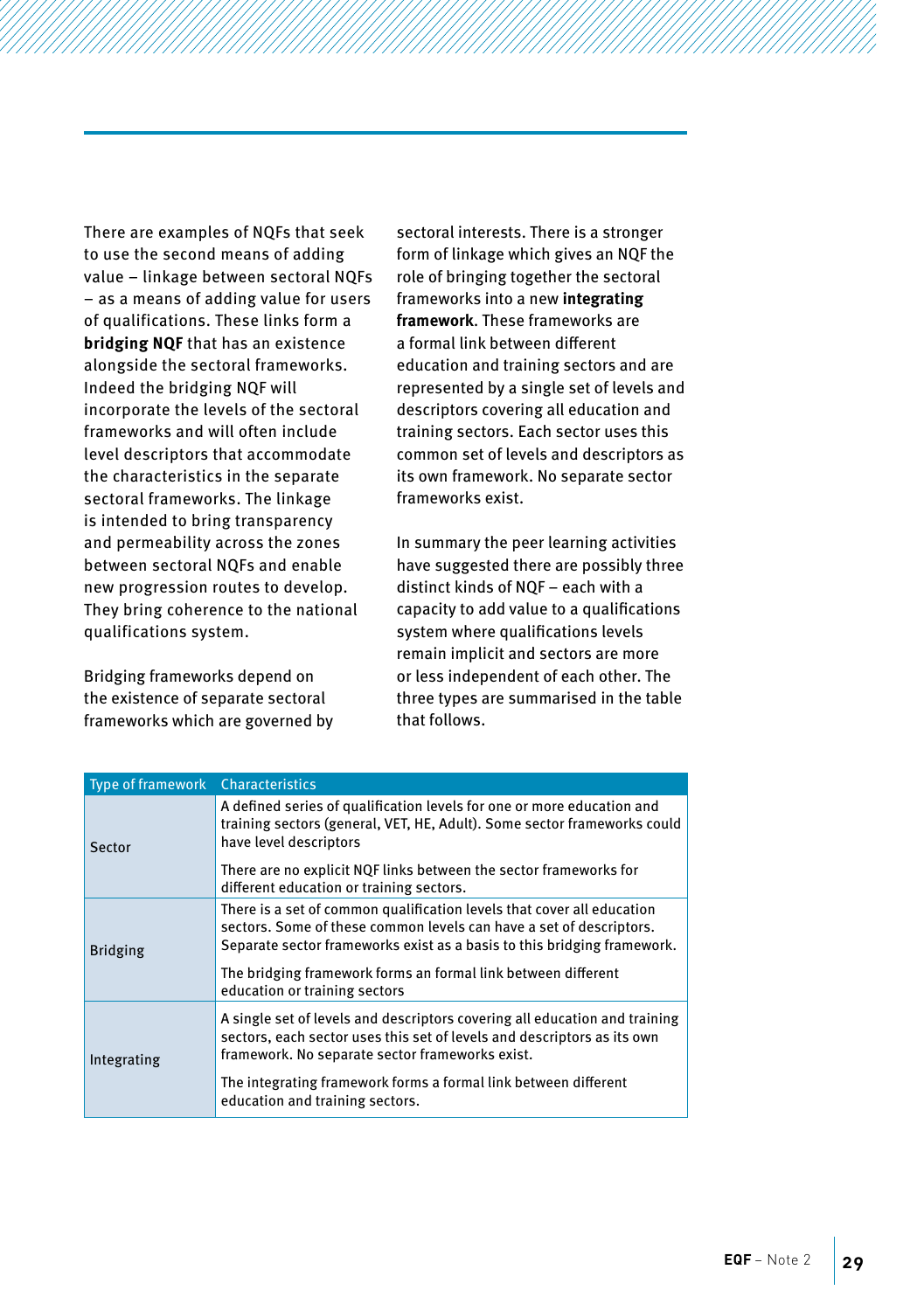There are examples of NQFs that seek to use the second means of adding value – linkage between sectoral NQFs – as a means of adding value for users of qualifications. These links form a **bridging NQF** that has an existence alongside the sectoral frameworks. Indeed the bridging NQF will incorporate the levels of the sectoral frameworks and will often include level descriptors that accommodate the characteristics in the separate sectoral frameworks. The linkage is intended to bring transparency and permeability across the zones between sectoral NQFs and enable new progression routes to develop. They bring coherence to the national qualifications system.

Bridging frameworks depend on the existence of separate sectoral frameworks which are governed by sectoral interests. There is a stronger form of linkage which gives an NQF the role of bringing together the sectoral frameworks into a new **integrating framework**. These frameworks are a formal link between different education and training sectors and are represented by a single set of levels and descriptors covering all education and training sectors. Each sector uses this common set of levels and descriptors as its own framework. No separate sector frameworks exist.

In summary the peer learning activities have suggested there are possibly three distinct kinds of NQF – each with a capacity to add value to a qualifications system where qualifications levels remain implicit and sectors are more or less independent of each other. The three types are summarised in the table that follows.

| Type of framework | Characteristics |
|---|---|
| Sector | A defined series of qualification levels for one or more education and training sectors (general, VET, HE, Adult). Some sector frameworks could have level descriptors<br><br>There are no explicit NQF links between the sector frameworks for different education or training sectors. |
| Bridging | There is a set of common qualification levels that cover all education sectors. Some of these common levels can have a set of descriptors. Separate sector frameworks exist as a basis to this bridging framework.<br><br>The bridging framework forms an formal link between different education or training sectors |
| Integrating | A single set of levels and descriptors covering all education and training sectors, each sector uses this set of levels and descriptors as its own framework. No separate sector frameworks exist.<br><br>The integrating framework forms a formal link between different education and training sectors. |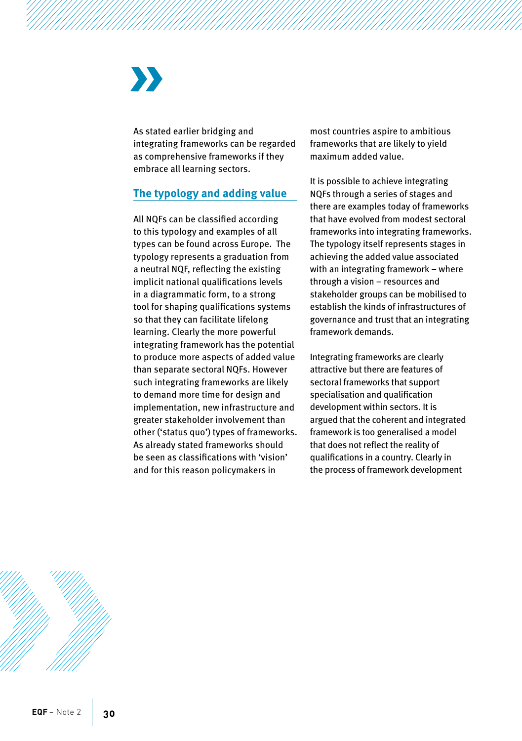As stated earlier bridging and integrating frameworks can be regarded as comprehensive frameworks if they embrace all learning sectors.

## The typology and adding value

All NQFs can be classified according to this typology and examples of all types can be found across Europe. The typology represents a graduation from a neutral NQF, reflecting the existing implicit national qualifications levels in a diagrammatic form, to a strong tool for shaping qualifications systems so that they can facilitate lifelong learning. Clearly the more powerful integrating framework has the potential to produce more aspects of added value than separate sectoral NQFs. However such integrating frameworks are likely to demand more time for design and implementation, new infrastructure and greater stakeholder involvement than other ('status quo') types of frameworks. As already stated frameworks should be seen as classifications with 'vision' and for this reason policymakers in most countries aspire to ambitious frameworks that are likely to yield maximum added value.

It is possible to achieve integrating NQFs through a series of stages and there are examples today of frameworks that have evolved from modest sectoral frameworks into integrating frameworks. The typology itself represents stages in achieving the added value associated with an integrating framework – where through a vision – resources and stakeholder groups can be mobilised to establish the kinds of infrastructures of governance and trust that an integrating framework demands.

Integrating frameworks are clearly attractive but there are features of sectoral frameworks that support specialisation and qualification development within sectors. It is argued that the coherent and integrated framework is too generalised a model that does not reflect the reality of qualifications in a country. Clearly in the process of framework development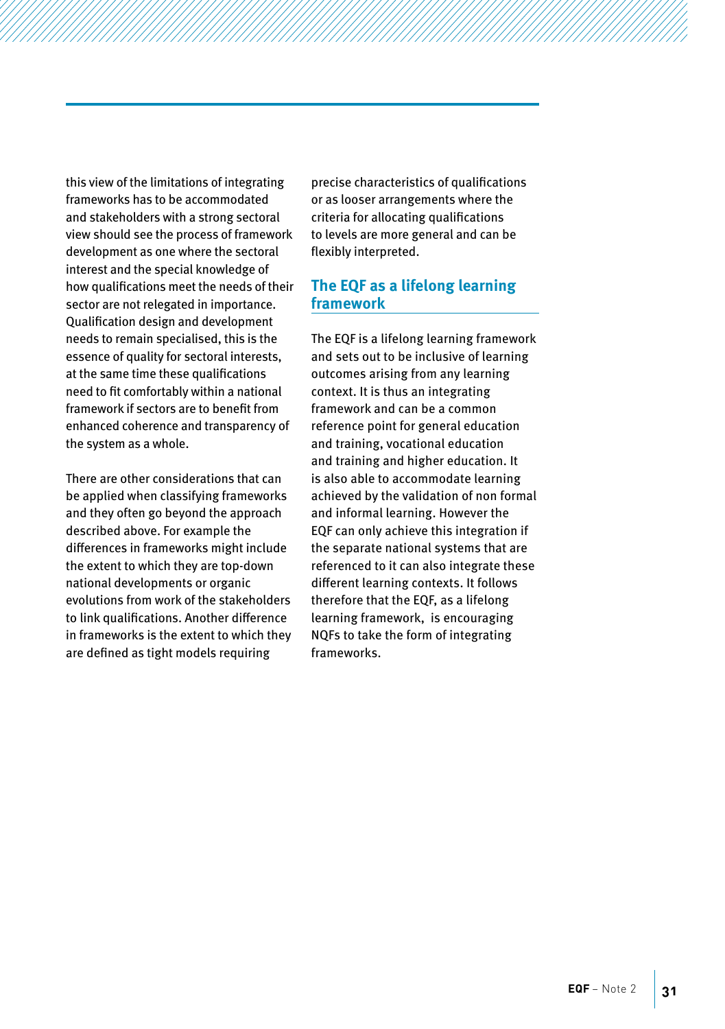this view of the limitations of integrating frameworks has to be accommodated and stakeholders with a strong sectoral view should see the process of framework development as one where the sectoral interest and the special knowledge of how qualifications meet the needs of their sector are not relegated in importance. Qualification design and development needs to remain specialised, this is the essence of quality for sectoral interests, at the same time these qualifications need to fit comfortably within a national framework if sectors are to benefit from enhanced coherence and transparency of the system as a whole.

There are other considerations that can be applied when classifying frameworks and they often go beyond the approach described above. For example the differences in frameworks might include the extent to which they are top-down national developments or organic evolutions from work of the stakeholders to link qualifications. Another difference in frameworks is the extent to which they are defined as tight models requiring precise characteristics of qualifications or as looser arrangements where the criteria for allocating qualifications to levels are more general and can be flexibly interpreted.

## The EQF as a lifelong learning framework

The EQF is a lifelong learning framework and sets out to be inclusive of learning outcomes arising from any learning context. It is thus an integrating framework and can be a common reference point for general education and training, vocational education and training and higher education. It is also able to accommodate learning achieved by the validation of non formal and informal learning. However the EQF can only achieve this integration if the separate national systems that are referenced to it can also integrate these different learning contexts. It follows therefore that the EQF, as a lifelong learning framework, is encouraging NQFs to take the form of integrating frameworks.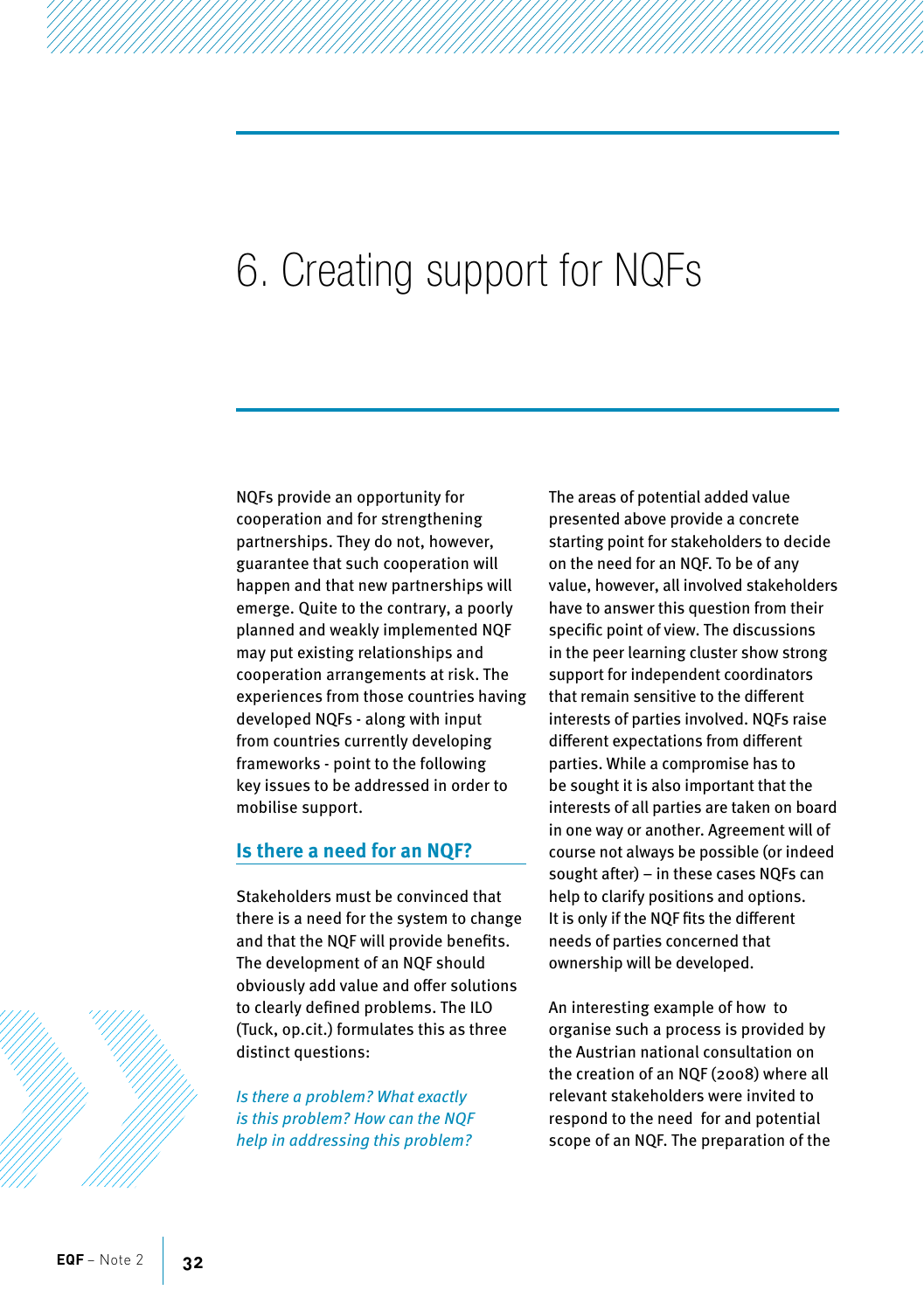# 6. Creating support for NQFs

NQFs provide an opportunity for cooperation and for strengthening partnerships. They do not, however, guarantee that such cooperation will happen and that new partnerships will emerge. Quite to the contrary, a poorly planned and weakly implemented NQF may put existing relationships and cooperation arrangements at risk. The experiences from those countries having developed NQFs - along with input from countries currently developing frameworks - point to the following key issues to be addressed in order to mobilise support.

## Is there a need for an NQF?

Stakeholders must be convinced that there is a need for the system to change and that the NQF will provide benefits. The development of an NQF should obviously add value and offer solutions to clearly defined problems. The ILO (Tuck, op.cit.) formulates this as three distinct questions:

*Is there a problem? What exactly is this problem? How can the NQF help in addressing this problem?*

The areas of potential added value presented above provide a concrete starting point for stakeholders to decide on the need for an NQF. To be of any value, however, all involved stakeholders have to answer this question from their specific point of view. The discussions in the peer learning cluster show strong support for independent coordinators that remain sensitive to the different interests of parties involved. NQFs raise different expectations from different parties. While a compromise has to be sought it is also important that the interests of all parties are taken on board in one way or another. Agreement will of course not always be possible (or indeed sought after) – in these cases NQFs can help to clarify positions and options. It is only if the NQF fits the different needs of parties concerned that ownership will be developed.

An interesting example of how to organise such a process is provided by the Austrian national consultation on the creation of an NQF (2008) where all relevant stakeholders were invited to respond to the need for and potential scope of an NQF. The preparation of the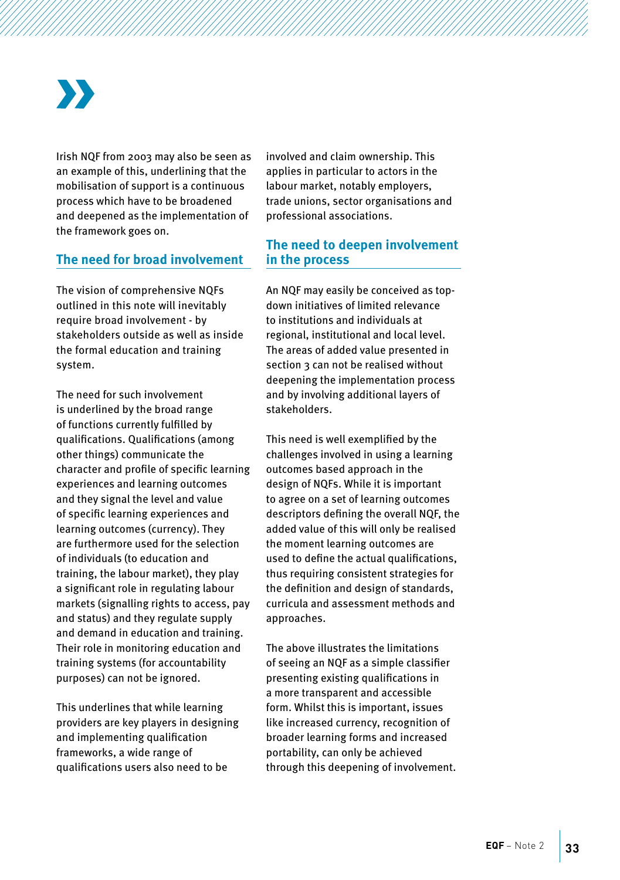Irish NQF from 2003 may also be seen as an example of this, underlining that the mobilisation of support is a continuous process which have to be broadened and deepened as the implementation of the framework goes on.

## The need for broad involvement

The vision of comprehensive NQFs outlined in this note will inevitably require broad involvement - by stakeholders outside as well as inside the formal education and training system.

The need for such involvement is underlined by the broad range of functions currently fulfilled by qualifications. Qualifications (among other things) communicate the character and profile of specific learning experiences and learning outcomes and they signal the level and value of specific learning experiences and learning outcomes (currency). They are furthermore used for the selection of individuals (to education and training, the labour market), they play a significant role in regulating labour markets (signalling rights to access, pay and status) and they regulate supply and demand in education and training. Their role in monitoring education and training systems (for accountability purposes) can not be ignored.

This underlines that while learning providers are key players in designing and implementing qualification frameworks, a wide range of qualifications users also need to be involved and claim ownership. This applies in particular to actors in the labour market, notably employers, trade unions, sector organisations and professional associations.

## The need to deepen involvement in the process

An NQF may easily be conceived as top-down initiatives of limited relevance to institutions and individuals at regional, institutional and local level. The areas of added value presented in section 3 can not be realised without deepening the implementation process and by involving additional layers of stakeholders.

This need is well exemplified by the challenges involved in using a learning outcomes based approach in the design of NQFs. While it is important to agree on a set of learning outcomes descriptors defining the overall NQF, the added value of this will only be realised the moment learning outcomes are used to define the actual qualifications, thus requiring consistent strategies for the definition and design of standards, curricula and assessment methods and approaches.

The above illustrates the limitations of seeing an NQF as a simple classifier presenting existing qualifications in a more transparent and accessible form. Whilst this is important, issues like increased currency, recognition of broader learning forms and increased portability, can only be achieved through this deepening of involvement.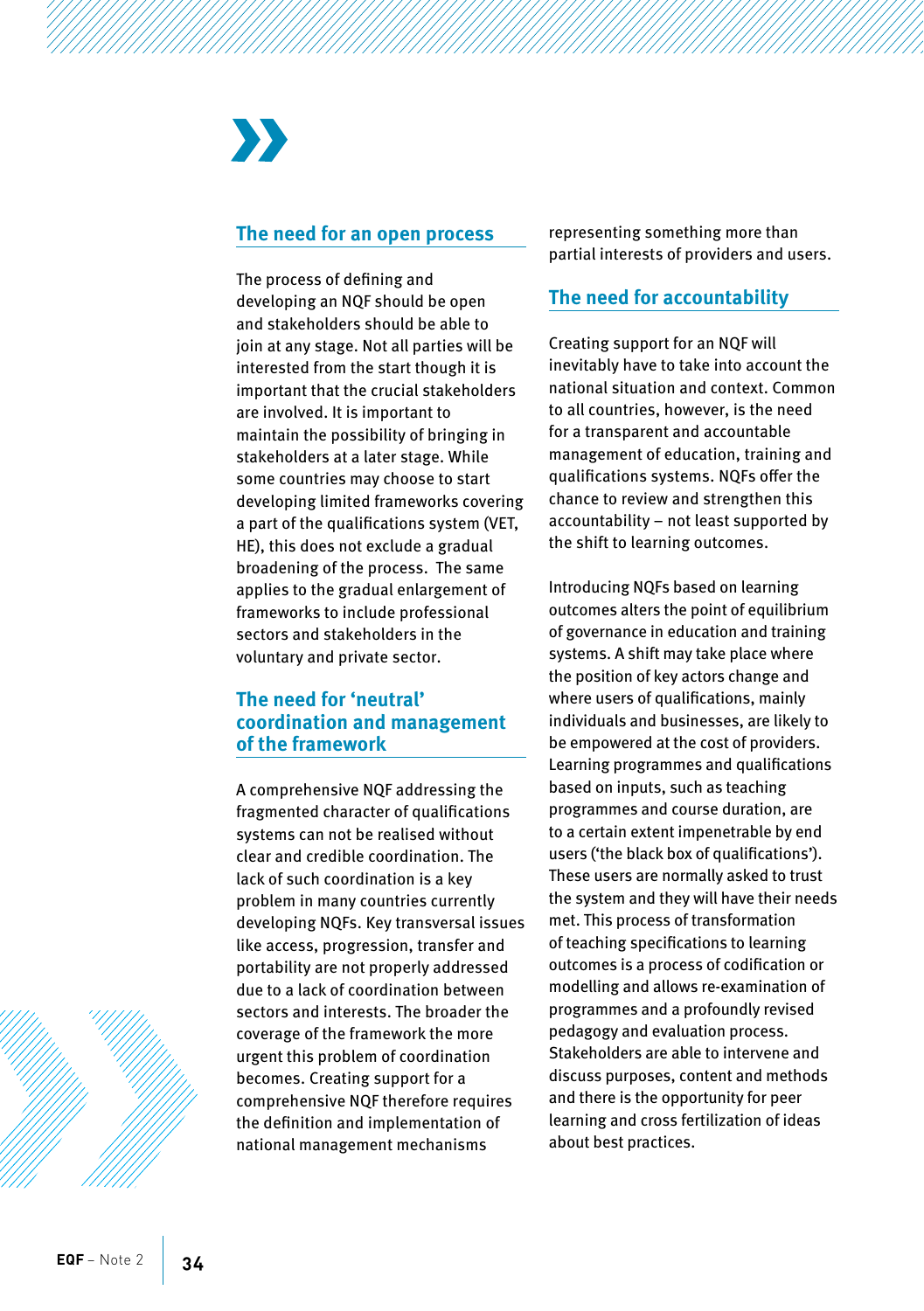## The need for an open process

The process of defining and developing an NQF should be open and stakeholders should be able to join at any stage. Not all parties will be interested from the start though it is important that the crucial stakeholders are involved. It is important to maintain the possibility of bringing in stakeholders at a later stage. While some countries may choose to start developing limited frameworks covering a part of the qualifications system (VET, HE), this does not exclude a gradual broadening of the process. The same applies to the gradual enlargement of frameworks to include professional sectors and stakeholders in the voluntary and private sector.

## The need for 'neutral' coordination and management of the framework

A comprehensive NQF addressing the fragmented character of qualifications systems can not be realised without clear and credible coordination. The lack of such coordination is a key problem in many countries currently developing NQFs. Key transversal issues like access, progression, transfer and portability are not properly addressed due to a lack of coordination between sectors and interests. The broader the coverage of the framework the more urgent this problem of coordination becomes. Creating support for a comprehensive NQF therefore requires the definition and implementation of national management mechanisms representing something more than partial interests of providers and users.

## The need for accountability

Creating support for an NQF will inevitably have to take into account the national situation and context. Common to all countries, however, is the need for a transparent and accountable management of education, training and qualifications systems. NQFs offer the chance to review and strengthen this accountability – not least supported by the shift to learning outcomes.

Introducing NQFs based on learning outcomes alters the point of equilibrium of governance in education and training systems. A shift may take place where the position of key actors change and where users of qualifications, mainly individuals and businesses, are likely to be empowered at the cost of providers. Learning programmes and qualifications based on inputs, such as teaching programmes and course duration, are to a certain extent impenetrable by end users ('the black box of qualifications'). These users are normally asked to trust the system and they will have their needs met. This process of transformation of teaching specifications to learning outcomes is a process of codification or modelling and allows re-examination of programmes and a profoundly revised pedagogy and evaluation process. Stakeholders are able to intervene and discuss purposes, content and methods and there is the opportunity for peer learning and cross fertilization of ideas about best practices.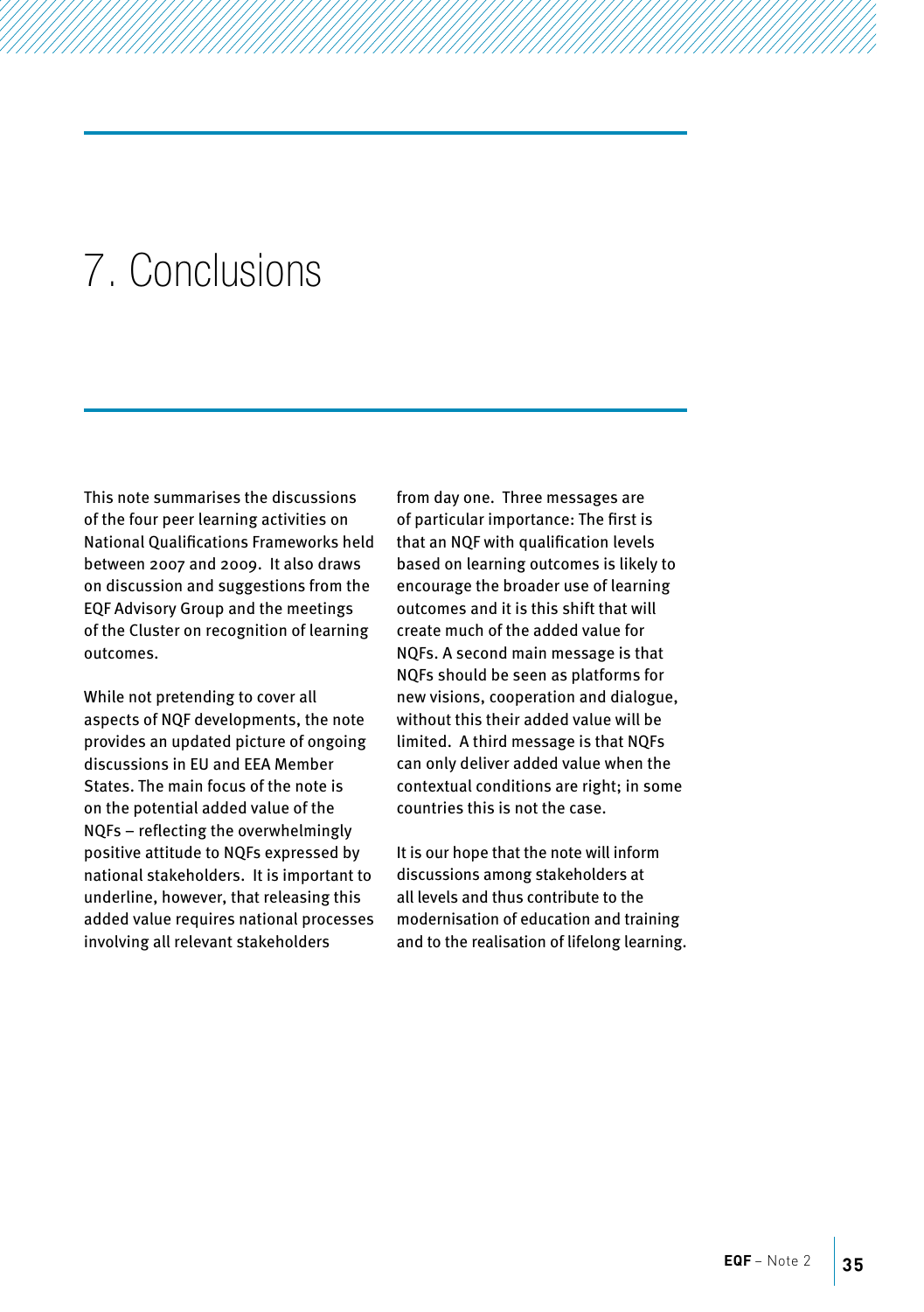# 7. Conclusions

This note summarises the discussions of the four peer learning activities on National Qualifications Frameworks held between 2007 and 2009. It also draws on discussion and suggestions from the EQF Advisory Group and the meetings of the Cluster on recognition of learning outcomes.

While not pretending to cover all aspects of NQF developments, the note provides an updated picture of ongoing discussions in EU and EEA Member States. The main focus of the note is on the potential added value of the NQFs – reflecting the overwhelmingly positive attitude to NQFs expressed by national stakeholders. It is important to underline, however, that releasing this added value requires national processes involving all relevant stakeholders from day one. Three messages are of particular importance: The first is that an NQF with qualification levels based on learning outcomes is likely to encourage the broader use of learning outcomes and it is this shift that will create much of the added value for NQFs. A second main message is that NQFs should be seen as platforms for new visions, cooperation and dialogue, without this their added value will be limited. A third message is that NQFs can only deliver added value when the contextual conditions are right; in some countries this is not the case.

It is our hope that the note will inform discussions among stakeholders at all levels and thus contribute to the modernisation of education and training and to the realisation of lifelong learning.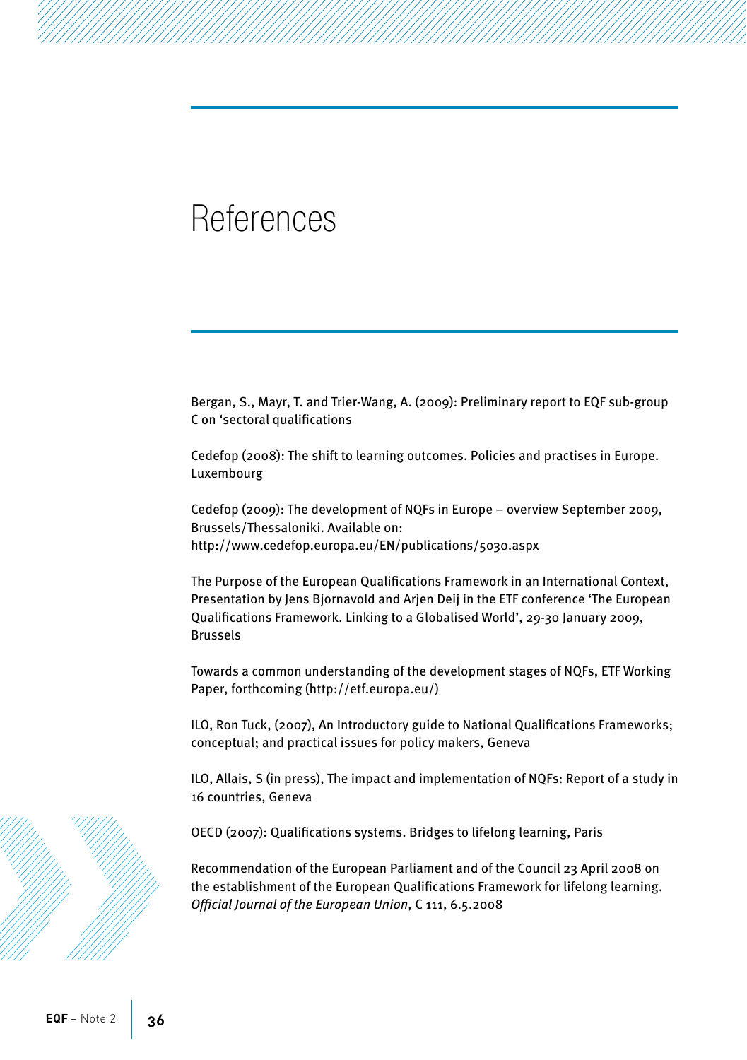# References

Bergan, S., Mayr, T. and Trier-Wang, A. (2009): Preliminary report to EQF sub-group C on 'sectoral qualifications

Cedefop (2008): The shift to learning outcomes. Policies and practises in Europe. Luxembourg

Cedefop (2009): The development of NQFs in Europe – overview September 2009, Brussels/Thessaloniki. Available on: http://www.cedefop.europa.eu/EN/publications/5030.aspx

The Purpose of the European Qualifications Framework in an International Context, Presentation by Jens Bjornavold and Arjen Deij in the ETF conference 'The European Qualifications Framework. Linking to a Globalised World', 29-30 January 2009, Brussels

Towards a common understanding of the development stages of NQFs, ETF Working Paper, forthcoming (http://etf.europa.eu/)

ILO, Ron Tuck, (2007), An Introductory guide to National Qualifications Frameworks; conceptual; and practical issues for policy makers, Geneva

ILO, Allais, S (in press), The impact and implementation of NQFs: Report of a study in 16 countries, Geneva

OECD (2007): Qualifications systems. Bridges to lifelong learning, Paris

Recommendation of the European Parliament and of the Council 23 April 2008 on the establishment of the European Qualifications Framework for lifelong learning. *Official Journal of the European Union*, C 111, 6.5.2008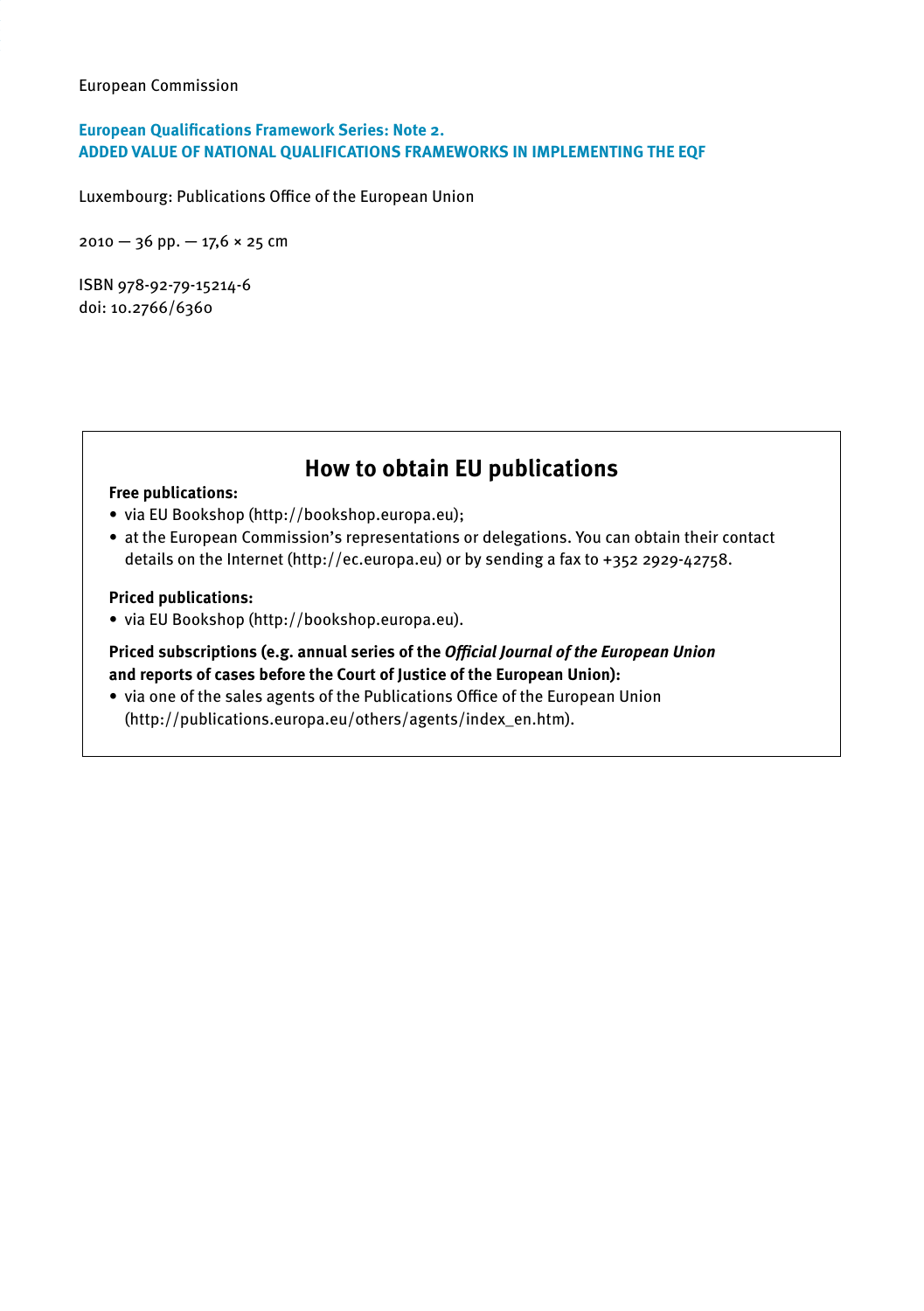European Commission

**European Qualifications Framework Series: Note 2.**
**ADDED VALUE OF NATIONAL QUALIFICATIONS FRAMEWORKS IN IMPLEMENTING THE EQF**

Luxembourg: Publications Office of the European Union

2010 — 36 pp. — 17,6 × 25 cm

ISBN 978-92-79-15214-6
doi: 10.2766/6360

## How to obtain EU publications

**Free publications:**

- via EU Bookshop (http://bookshop.europa.eu);
- at the European Commission's representations or delegations. You can obtain their contact details on the Internet (http://ec.europa.eu) or by sending a fax to +352 2929-42758.

**Priced publications:**

- via EU Bookshop (http://bookshop.europa.eu).

**Priced subscriptions (e.g. annual series of the *Official Journal of the European Union* and reports of cases before the Court of Justice of the European Union):**

- via one of the sales agents of the Publications Office of the European Union (http://publications.europa.eu/others/agents/index_en.htm).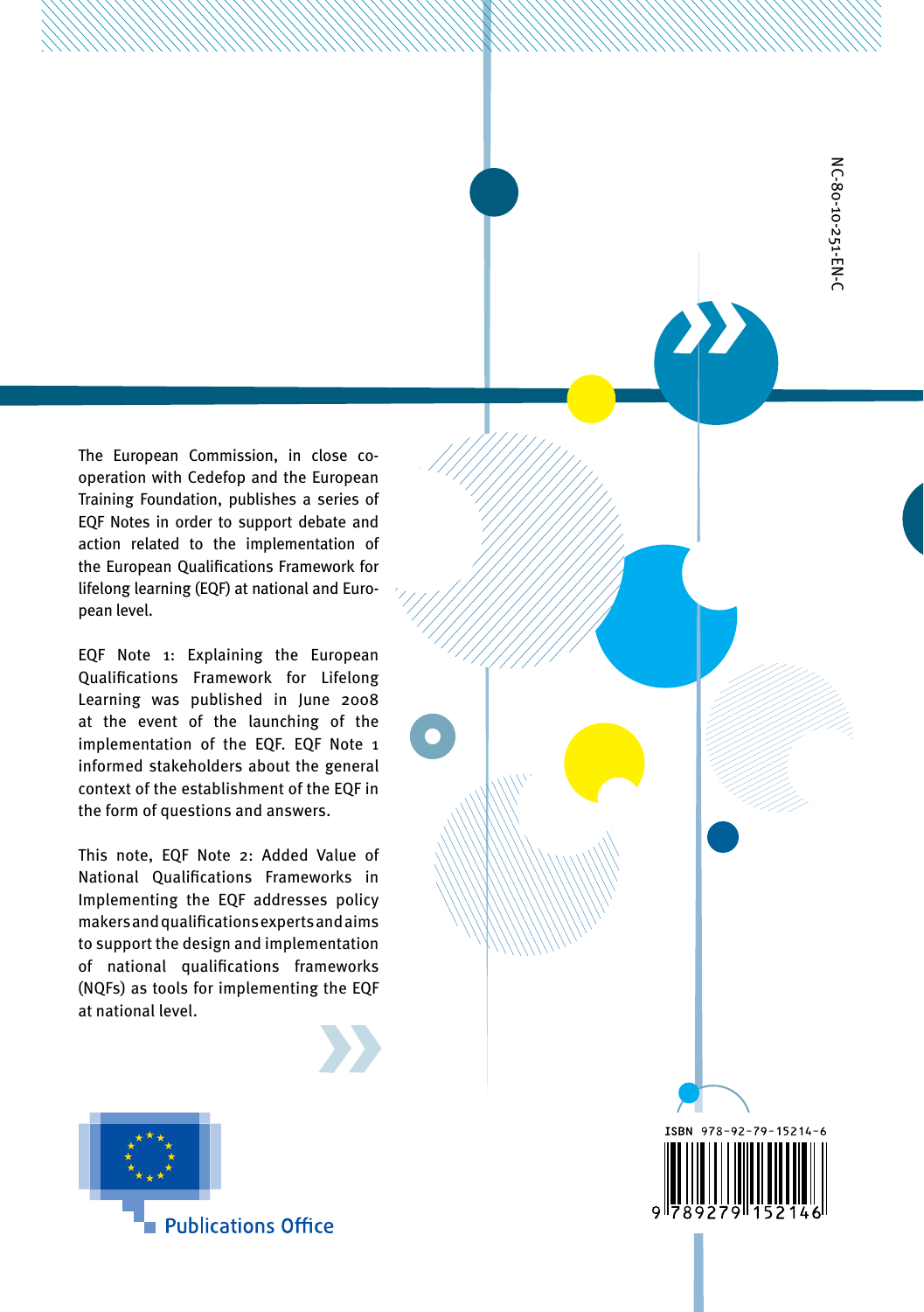NC-80-10-251-EN-C

The European Commission, in close co-operation with Cedefop and the European Training Foundation, publishes a series of EQF Notes in order to support debate and action related to the implementation of the European Qualifications Framework for lifelong learning (EQF) at national and European level.

EQF Note 1: Explaining the European Qualifications Framework for Lifelong Learning was published in June 2008 at the event of the launching of the implementation of the EQF. EQF Note 1 informed stakeholders about the general context of the establishment of the EQF in the form of questions and answers.

This note, EQF Note 2: Added Value of National Qualifications Frameworks in Implementing the EQF addresses policy makers and qualifications experts and aims to support the design and implementation of national qualifications frameworks (NQFs) as tools for implementing the EQF at national level.

Publications Office

ISBN 978-92-79-15214-6

9 789279 152146